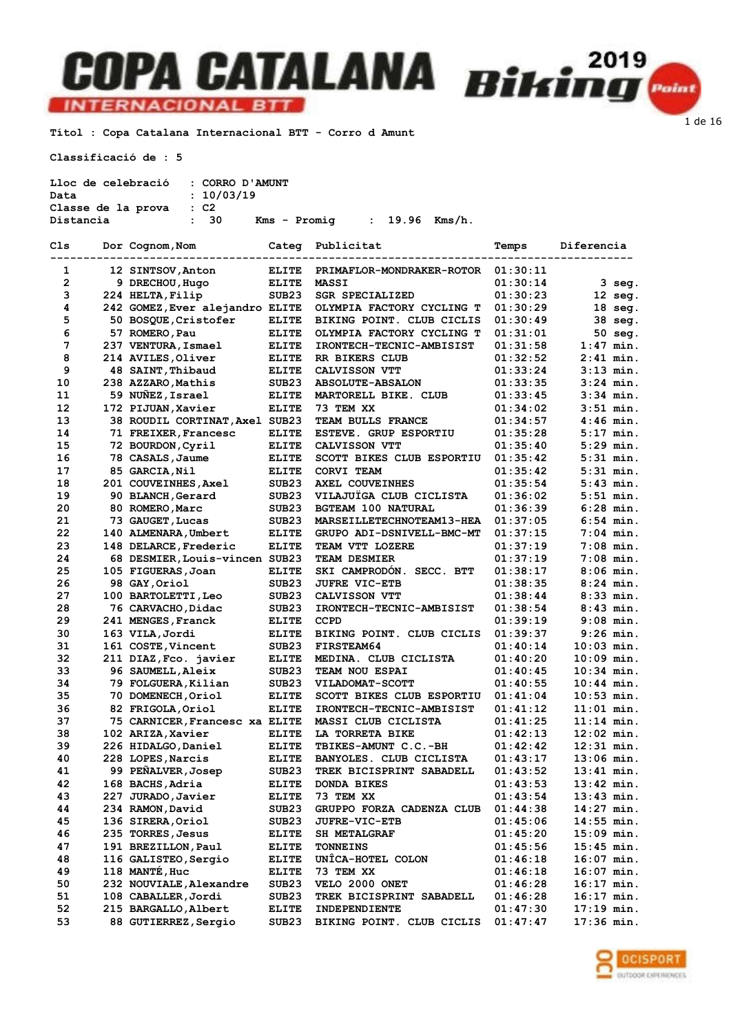# COPA CATALANA INTERNACIONAL BTT 2019 Biking Point

Títol : Copa Catalana Internacional BTT - Corro d Amunt

Classificació de : 5

Lloc de celebració : CORRO D'AMUNT
Data : 10/03/19
Classe de la prova : C2
Distancia : 30 Kms - Promig : 19.96 Kms/h.

| Cls | Dor | Cognom,Nom | Categ | Publicitat | Temps | Diferencia |
|---|---|---|---|---|---|---|
| 1 | 12 | SINTSOV,Anton | ELITE | PRIMAFLOR-MONDRAKER-ROTOR | 01:30:11 | |
| 2 | 9 | DRECHOU,Hugo | ELITE | MASSI | 01:30:14 | 3 seg. |
| 3 | 224 | HELTA,Filip | SUB23 | SGR SPECIALIZED | 01:30:23 | 12 seg. |
| 4 | 242 | GOMEZ,Ever alejandro | ELITE | OLYMPIA FACTORY CYCLING T | 01:30:29 | 18 seg. |
| 5 | 50 | BOSQUE,Cristofer | ELITE | BIKING POINT. CLUB CICLIS | 01:30:49 | 38 seg. |
| 6 | 57 | ROMERO,Pau | ELITE | OLYMPIA FACTORY CYCLING T | 01:31:01 | 50 seg. |
| 7 | 237 | VENTURA,Ismael | ELITE | IRONTECH-TECNIC-AMBISIST | 01:31:58 | 1:47 min. |
| 8 | 214 | AVILES,Oliver | ELITE | RR BIKERS CLUB | 01:32:52 | 2:41 min. |
| 9 | 48 | SAINT,Thibaud | ELITE | CALVISSON VTT | 01:33:24 | 3:13 min. |
| 10 | 238 | AZZARO,Mathis | SUB23 | ABSOLUTE-ABSALON | 01:33:35 | 3:24 min. |
| 11 | 59 | NUÑEZ,Israel | ELITE | MARTORELL BIKE. CLUB | 01:33:45 | 3:34 min. |
| 12 | 172 | PIJUAN,Xavier | ELITE | 73 TEM XX | 01:34:02 | 3:51 min. |
| 13 | 38 | ROUDIL CORTINAT,Axel | SUB23 | TEAM BULLS FRANCE | 01:34:57 | 4:46 min. |
| 14 | 71 | FREIXER,Francesc | ELITE | ESTEVE. GRUP ESPORTIU | 01:35:28 | 5:17 min. |
| 15 | 72 | BOURDON,Cyril | ELITE | CALVISSON VTT | 01:35:40 | 5:29 min. |
| 16 | 78 | CASALS,Jaume | ELITE | SCOTT BIKES CLUB ESPORTIU | 01:35:42 | 5:31 min. |
| 17 | 85 | GARCIA,Nil | ELITE | CORVI TEAM | 01:35:42 | 5:31 min. |
| 18 | 201 | COUVEINHES,Axel | SUB23 | AXEL COUVEINHES | 01:35:54 | 5:43 min. |
| 19 | 90 | BLANCH,Gerard | SUB23 | VILAJUÏGA CLUB CICLISTA | 01:36:02 | 5:51 min. |
| 20 | 80 | ROMERO,Marc | SUB23 | BGTEAM 100 NATURAL | 01:36:39 | 6:28 min. |
| 21 | 73 | GAUGET,Lucas | SUB23 | MARSEILLETECHNOTEAM13-HEA | 01:37:05 | 6:54 min. |
| 22 | 140 | ALMENARA,Umbert | ELITE | GRUPO ADI-DSNIVELL-BMC-MT | 01:37:15 | 7:04 min. |
| 23 | 148 | DELARCE,Frederic | ELITE | TEAM VTT LOZERE | 01:37:19 | 7:08 min. |
| 24 | 68 | DESMIER,Louis-vincen | SUB23 | TEAM DESMIER | 01:37:19 | 7:08 min. |
| 25 | 105 | FIGUERAS,Joan | ELITE | SKI CAMPRODÓN. SECC. BTT | 01:38:17 | 8:06 min. |
| 26 | 98 | GAY,Oriol | SUB23 | JUFRE VIC-ETB | 01:38:35 | 8:24 min. |
| 27 | 100 | BARTOLETTI,Leo | SUB23 | CALVISSON VTT | 01:38:44 | 8:33 min. |
| 28 | 76 | CARVACHO,Didac | SUB23 | IRONTECH-TECNIC-AMBISIST | 01:38:54 | 8:43 min. |
| 29 | 241 | MENGES,Franck | ELITE | CCPD | 01:39:19 | 9:08 min. |
| 30 | 163 | VILA,Jordi | ELITE | BIKING POINT. CLUB CICLIS | 01:39:37 | 9:26 min. |
| 31 | 161 | COSTE,Vincent | SUB23 | FIRSTEAM64 | 01:40:14 | 10:03 min. |
| 32 | 211 | DIAZ,Fco. javier | ELITE | MEDINA. CLUB CICLISTA | 01:40:20 | 10:09 min. |
| 33 | 96 | SAUMELL,Aleix | SUB23 | TEAM NOU ESPAI | 01:40:45 | 10:34 min. |
| 34 | 79 | FOLGUERA,Kilian | SUB23 | VILADOMAT-SCOTT | 01:40:55 | 10:44 min. |
| 35 | 70 | DOMENECH,Oriol | ELITE | SCOTT BIKES CLUB ESPORTIU | 01:41:04 | 10:53 min. |
| 36 | 82 | FRIGOLA,Oriol | ELITE | IRONTECH-TECNIC-AMBISIST | 01:41:12 | 11:01 min. |
| 37 | 75 | CARNICER,Francesc xa | ELITE | MASSI CLUB CICLISTA | 01:41:25 | 11:14 min. |
| 38 | 102 | ARIZA,Xavier | ELITE | LA TORRETA BIKE | 01:42:13 | 12:02 min. |
| 39 | 226 | HIDALGO,Daniel | ELITE | TBIKES-AMUNT C.C.-BH | 01:42:42 | 12:31 min. |
| 40 | 228 | LOPES,Narcis | ELITE | BANYOLES. CLUB CICLISTA | 01:43:17 | 13:06 min. |
| 41 | 99 | PEÑALVER,Josep | SUB23 | TREK BICISPRINT SABADELL | 01:43:52 | 13:41 min. |
| 42 | 168 | BACHS,Adria | ELITE | DONDA BIKES | 01:43:53 | 13:42 min. |
| 43 | 227 | JURADO,Javier | ELITE | 73 TEM XX | 01:43:54 | 13:43 min. |
| 44 | 234 | RAMON,David | SUB23 | GRUPPO FORZA CADENZA CLUB | 01:44:38 | 14:27 min. |
| 45 | 136 | SIRERA,Oriol | SUB23 | JUFRE-VIC-ETB | 01:45:06 | 14:55 min. |
| 46 | 235 | TORRES,Jesus | ELITE | SH METALGRAF | 01:45:20 | 15:09 min. |
| 47 | 191 | BREZILLON,Paul | ELITE | TONNEINS | 01:45:56 | 15:45 min. |
| 48 | 116 | GALISTEO,Sergio | ELITE | UNÎCA-HOTEL COLON | 01:46:18 | 16:07 min. |
| 49 | 118 | MANTÉ,Huc | ELITE | 73 TEM XX | 01:46:18 | 16:07 min. |
| 50 | 232 | NOUVIALE,Alexandre | SUB23 | VELO 2000 ONET | 01:46:28 | 16:17 min. |
| 51 | 108 | CABALLER,Jordi | SUB23 | TREK BICISPRINT SABADELL | 01:46:28 | 16:17 min. |
| 52 | 215 | BARGALLO,Albert | ELITE | INDEPENDIENTE | 01:47:30 | 17:19 min. |
| 53 | 88 | GUTIERREZ,Sergio | SUB23 | BIKING POINT. CLUB CICLIS | 01:47:47 | 17:36 min. |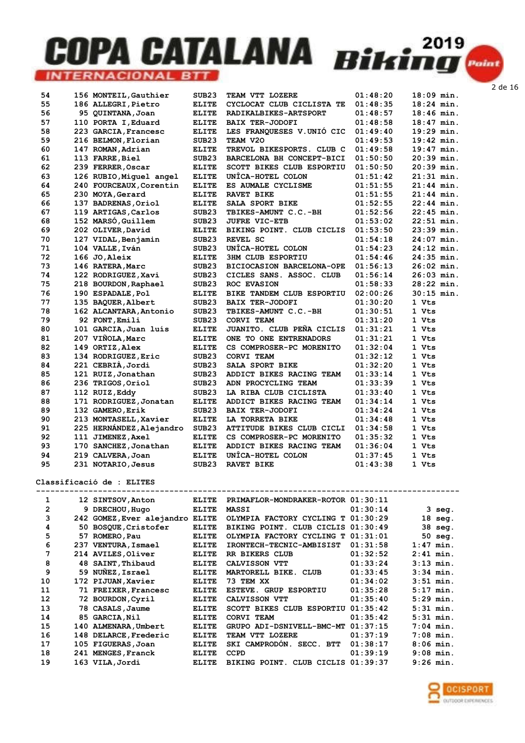| | | | | | | |
|---|---|---|---|---|---|---|
| 54 | 156 | MONTEIL,Gauthier | SUB23 | TEAM VTT LOZERE | 01:48:20 | 18:09 min. |
| 55 | 186 | ALLEGRI,Pietro | ELITE | CYCLOCAT CLUB CICLISTA TE | 01:48:35 | 18:24 min. |
| 56 | 95 | QUINTANA,Joan | ELITE | RADIKALBIKES-ARTSPORT | 01:48:57 | 18:46 min. |
| 57 | 110 | PORTA I,Eduard | ELITE | BAIX TER-JODOFI | 01:48:58 | 18:47 min. |
| 58 | 223 | GARCIA,Francesc | ELITE | LES FRANQUESES V.UNIÓ CIC | 01:49:40 | 19:29 min. |
| 59 | 216 | BELMON,Florian | SUB23 | TEAM V2O | 01:49:53 | 19:42 min. |
| 60 | 147 | ROMAN,Adrian | ELITE | TREVOL BIKESPORTS. CLUB C | 01:49:58 | 19:47 min. |
| 61 | 113 | FARRE,Biel | SUB23 | BARCELONA BH CONCEPT-BICI | 01:50:50 | 20:39 min. |
| 62 | 239 | FERRER,Oscar | ELITE | SCOTT BIKES CLUB ESPORTIU | 01:50:50 | 20:39 min. |
| 63 | 126 | RUBIO,Miguel angel | ELITE | UNÎCA-HOTEL COLON | 01:51:42 | 21:31 min. |
| 64 | 240 | FOURCEAUX,Corentin | ELITE | ES AUMALE CYCLISME | 01:51:55 | 21:44 min. |
| 65 | 230 | MOYA,Gerard | ELITE | RAVET BIKE | 01:51:55 | 21:44 min. |
| 66 | 137 | BADRENAS,Oriol | ELITE | SALA SPORT BIKE | 01:52:55 | 22:44 min. |
| 67 | 119 | ARTIGAS,Carlos | SUB23 | TBIKES-AMUNT C.C.-BH | 01:52:56 | 22:45 min. |
| 68 | 152 | MARSÓ,Guillem | SUB23 | JUFRE VIC-ETB | 01:53:02 | 22:51 min. |
| 69 | 202 | OLIVER,David | ELITE | BIKING POINT. CLUB CICLIS | 01:53:50 | 23:39 min. |
| 70 | 127 | VIDAL,Benjamin | SUB23 | REVEL SC | 01:54:18 | 24:07 min. |
| 71 | 104 | VALLE,Iván | SUB23 | UNÎCA-HOTEL COLON | 01:54:23 | 24:12 min. |
| 72 | 166 | JO,Aleix | ELITE | 3HM CLUB ESPORTIU | 01:54:46 | 24:35 min. |
| 73 | 146 | RATERA,Marc | SUB23 | BICIOCASION BARCELONA-OPE | 01:56:13 | 26:02 min. |
| 74 | 122 | RODRIGUEZ,Xavi | SUB23 | CICLES SANS. ASSOC. CLUB | 01:56:14 | 26:03 min. |
| 75 | 218 | BOURDON,Raphael | SUB23 | ROC EVASION | 01:58:33 | 28:22 min. |
| 76 | 190 | ESPADALE,Pol | ELITE | BIKE TANDEM CLUB ESPORTIU | 02:00:26 | 30:15 min. |
| 77 | 135 | BAQUER,Albert | SUB23 | BAIX TER-JODOFI | 01:30:20 | 1 Vts |
| 78 | 162 | ALCANTARA,Antonio | SUB23 | TBIKES-AMUNT C.C.-BH | 01:30:51 | 1 Vts |
| 79 | 92 | FONT,Emili | SUB23 | CORVI TEAM | 01:31:20 | 1 Vts |
| 80 | 101 | GARCIA,Juan luís | ELITE | JUANITO. CLUB PEÑA CICLIS | 01:31:21 | 1 Vts |
| 81 | 207 | VIÑOLA,Marc | ELITE | ONE TO ONE ENTRENADORS | 01:31:21 | 1 Vts |
| 82 | 149 | ORTIZ,Alex | ELITE | CS COMPROSER-PC MORENITO | 01:32:04 | 1 Vts |
| 83 | 134 | RODRIGUEZ,Eric | SUB23 | CORVI TEAM | 01:32:12 | 1 Vts |
| 84 | 221 | CEBRIÀ,Jordi | SUB23 | SALA SPORT BIKE | 01:32:20 | 1 Vts |
| 85 | 121 | RUIZ,Jonathan | SUB23 | ADDICT BIKES RACING TEAM | 01:33:14 | 1 Vts |
| 86 | 236 | TRIGOS,Oriol | SUB23 | ADN PROCYCLING TEAM | 01:33:39 | 1 Vts |
| 87 | 112 | RUIZ,Eddy | SUB23 | LA RIBA CLUB CICLISTA | 01:33:40 | 1 Vts |
| 88 | 171 | RODRIGUEZ,Jonatan | ELITE | ADDICT BIKES RACING TEAM | 01:34:14 | 1 Vts |
| 89 | 132 | GAMERO,Erik | SUB23 | BAIX TER-JODOFI | 01:34:24 | 1 Vts |
| 90 | 213 | MONTASELL,Xavier | ELITE | LA TORRETA BIKE | 01:34:48 | 1 Vts |
| 91 | 225 | HERNÁNDEZ,Alejandro | SUB23 | ATTITUDE BIKES CLUB CICLI | 01:34:58 | 1 Vts |
| 92 | 111 | JIMENEZ,Axel | ELITE | CS COMPROSER-PC MORENITO | 01:35:32 | 1 Vts |
| 93 | 170 | SANCHEZ,Jonathan | ELITE | ADDICT BIKES RACING TEAM | 01:36:04 | 1 Vts |
| 94 | 219 | CALVERA,Joan | ELITE | UNÎCA-HOTEL COLON | 01:37:45 | 1 Vts |
| 95 | 231 | NOTARIO,Jesus | SUB23 | RAVET BIKE | 01:43:38 | 1 Vts |

Classificació de : ELITES

| | | | | | | |
|---|---|---|---|---|---|---|
| 1 | 12 | SINTSOV,Anton | ELITE | PRIMAFLOR-MONDRAKER-ROTOR | 01:30:11 | |
| 2 | 9 | DRECHOU,Hugo | ELITE | MASSI | 01:30:14 | 3 seg. |
| 3 | 242 | GOMEZ,Ever alejandro | ELITE | OLYMPIA FACTORY CYCLING T | 01:30:29 | 18 seg. |
| 4 | 50 | BOSQUE,Cristofer | ELITE | BIKING POINT. CLUB CICLIS | 01:30:49 | 38 seg. |
| 5 | 57 | ROMERO,Pau | ELITE | OLYMPIA FACTORY CYCLING T | 01:31:01 | 50 seg. |
| 6 | 237 | VENTURA,Ismael | ELITE | IRONTECH-TECNIC-AMBISIST | 01:31:58 | 1:47 min. |
| 7 | 214 | AVILES,Oliver | ELITE | RR BIKERS CLUB | 01:32:52 | 2:41 min. |
| 8 | 48 | SAINT,Thibaud | ELITE | CALVISSON VTT | 01:33:24 | 3:13 min. |
| 9 | 59 | NUÑEZ,Israel | ELITE | MARTORELL BIKE. CLUB | 01:33:45 | 3:34 min. |
| 10 | 172 | PIJUAN,Xavier | ELITE | 73 TEM XX | 01:34:02 | 3:51 min. |
| 11 | 71 | FREIXER,Francesc | ELITE | ESTEVE. GRUP ESPORTIU | 01:35:28 | 5:17 min. |
| 12 | 72 | BOURDON,Cyril | ELITE | CALVISSON VTT | 01:35:40 | 5:29 min. |
| 13 | 78 | CASALS,Jaume | ELITE | SCOTT BIKES CLUB ESPORTIU | 01:35:42 | 5:31 min. |
| 14 | 85 | GARCIA,Nil | ELITE | CORVI TEAM | 01:35:42 | 5:31 min. |
| 15 | 140 | ALMENARA,Umbert | ELITE | GRUPO ADI-DSNIVELL-BMC-MT | 01:37:15 | 7:04 min. |
| 16 | 148 | DELARCE,Frederic | ELITE | TEAM VTT LOZERE | 01:37:19 | 7:08 min. |
| 17 | 105 | FIGUERAS,Joan | ELITE | SKI CAMPRODÓN. SECC. BTT | 01:38:17 | 8:06 min. |
| 18 | 241 | MENGES,Franck | ELITE | CCPD | 01:39:19 | 9:08 min. |
| 19 | 163 | VILA,Jordi | ELITE | BIKING POINT. CLUB CICLIS | 01:39:37 | 9:26 min. |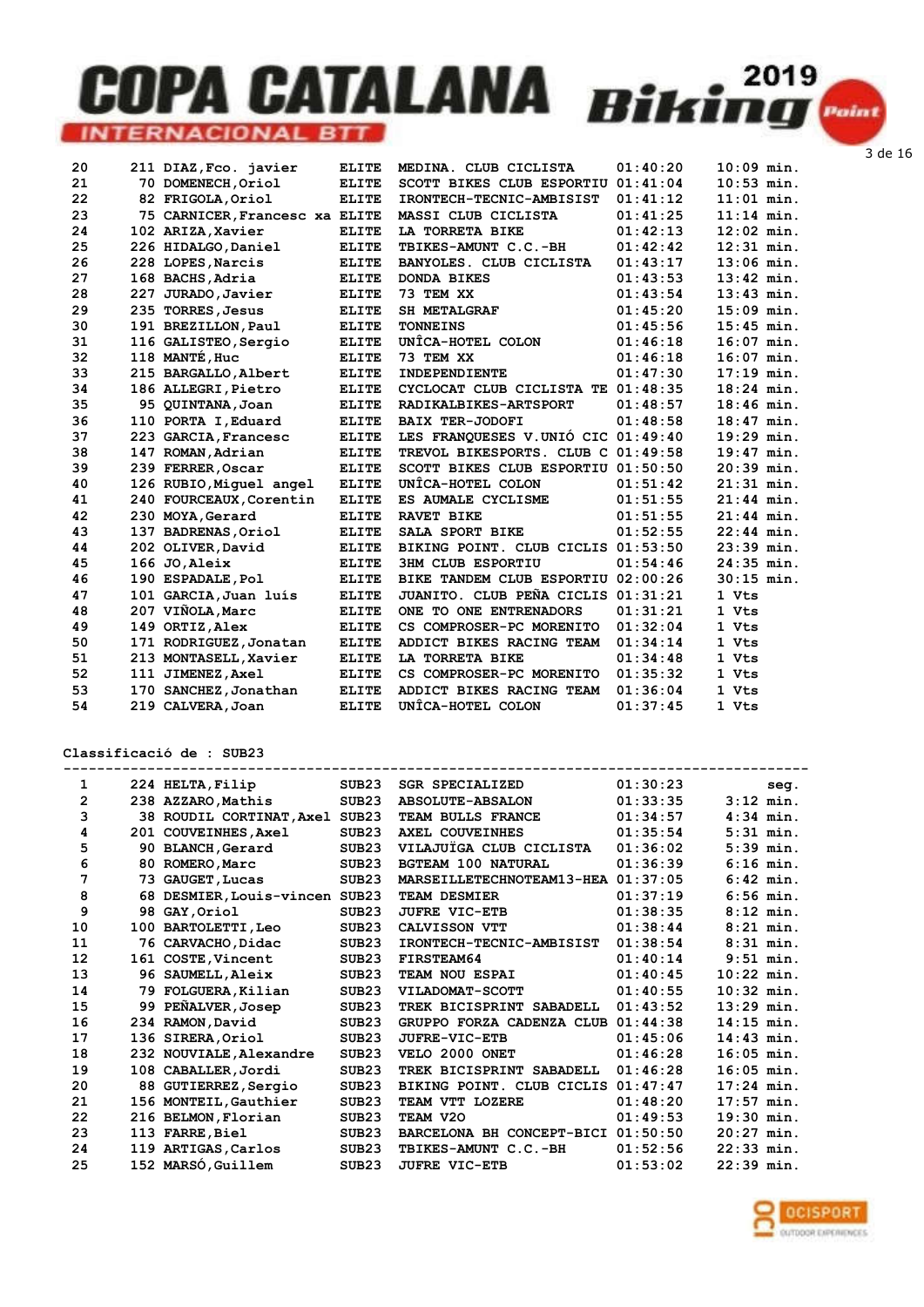| | | | | | | |
|---|---|---|---|---|---|---|
| 20 | 211 | DIAZ,Fco. javier | ELITE | MEDINA. CLUB CICLISTA | 01:40:20 | 10:09 min. |
| 21 | 70 | DOMENECH,Oriol | ELITE | SCOTT BIKES CLUB ESPORTIU | 01:41:04 | 10:53 min. |
| 22 | 82 | FRIGOLA,Oriol | ELITE | IRONTECH-TECNIC-AMBISIST | 01:41:12 | 11:01 min. |
| 23 | 75 | CARNICER,Francesc xa | ELITE | MASSI CLUB CICLISTA | 01:41:25 | 11:14 min. |
| 24 | 102 | ARIZA,Xavier | ELITE | LA TORRETA BIKE | 01:42:13 | 12:02 min. |
| 25 | 226 | HIDALGO,Daniel | ELITE | TBIKES-AMUNT C.C.-BH | 01:42:42 | 12:31 min. |
| 26 | 228 | LOPES,Narcis | ELITE | BANYOLES. CLUB CICLISTA | 01:43:17 | 13:06 min. |
| 27 | 168 | BACHS,Adria | ELITE | DONDA BIKES | 01:43:53 | 13:42 min. |
| 28 | 227 | JURADO,Javier | ELITE | 73 TEM XX | 01:43:54 | 13:43 min. |
| 29 | 235 | TORRES,Jesus | ELITE | SH METALGRAF | 01:45:20 | 15:09 min. |
| 30 | 191 | BREZILLON,Paul | ELITE | TONNEINS | 01:45:56 | 15:45 min. |
| 31 | 116 | GALISTEO,Sergio | ELITE | UNÎCA-HOTEL COLON | 01:46:18 | 16:07 min. |
| 32 | 118 | MANTÉ,Huc | ELITE | 73 TEM XX | 01:46:18 | 16:07 min. |
| 33 | 215 | BARGALLO,Albert | ELITE | INDEPENDIENTE | 01:47:30 | 17:19 min. |
| 34 | 186 | ALLEGRI,Pietro | ELITE | CYCLOCAT CLUB CICLISTA TE | 01:48:35 | 18:24 min. |
| 35 | 95 | QUINTANA,Joan | ELITE | RADIKALBIKES-ARTSPORT | 01:48:57 | 18:46 min. |
| 36 | 110 | PORTA I,Eduard | ELITE | BAIX TER-JODOFI | 01:48:58 | 18:47 min. |
| 37 | 223 | GARCIA,Francesc | ELITE | LES FRANQUESES V.UNIÓ CIC | 01:49:40 | 19:29 min. |
| 38 | 147 | ROMAN,Adrian | ELITE | TREVOL BIKESPORTS. CLUB C | 01:49:58 | 19:47 min. |
| 39 | 239 | FERRER,Oscar | ELITE | SCOTT BIKES CLUB ESPORTIU | 01:50:50 | 20:39 min. |
| 40 | 126 | RUBIO,Miguel angel | ELITE | UNÎCA-HOTEL COLON | 01:51:42 | 21:31 min. |
| 41 | 240 | FOURCEAUX,Corentin | ELITE | ES AUMALE CYCLISME | 01:51:55 | 21:44 min. |
| 42 | 230 | MOYA,Gerard | ELITE | RAVET BIKE | 01:51:55 | 21:44 min. |
| 43 | 137 | BADRENAS,Oriol | ELITE | SALA SPORT BIKE | 01:52:55 | 22:44 min. |
| 44 | 202 | OLIVER,David | ELITE | BIKING POINT. CLUB CICLIS | 01:53:50 | 23:39 min. |
| 45 | 166 | JO,Aleix | ELITE | 3HM CLUB ESPORTIU | 01:54:46 | 24:35 min. |
| 46 | 190 | ESPADALE,Pol | ELITE | BIKE TANDEM CLUB ESPORTIU | 02:00:26 | 30:15 min. |
| 47 | 101 | GARCIA,Juan luís | ELITE | JUANITO. CLUB PEÑA CICLIS | 01:31:21 | 1 Vts |
| 48 | 207 | VIÑOLA,Marc | ELITE | ONE TO ONE ENTRENADORS | 01:31:21 | 1 Vts |
| 49 | 149 | ORTIZ,Alex | ELITE | CS COMPROSER-PC MORENITO | 01:32:04 | 1 Vts |
| 50 | 171 | RODRIGUEZ,Jonatan | ELITE | ADDICT BIKES RACING TEAM | 01:34:14 | 1 Vts |
| 51 | 213 | MONTASELL,Xavier | ELITE | LA TORRETA BIKE | 01:34:48 | 1 Vts |
| 52 | 111 | JIMENEZ,Axel | ELITE | CS COMPROSER-PC MORENITO | 01:35:32 | 1 Vts |
| 53 | 170 | SANCHEZ,Jonathan | ELITE | ADDICT BIKES RACING TEAM | 01:36:04 | 1 Vts |
| 54 | 219 | CALVERA,Joan | ELITE | UNÎCA-HOTEL COLON | 01:37:45 | 1 Vts |

Classificació de : SUB23

| | | | | | | |
|---|---|---|---|---|---|---|
| 1 | 224 | HELTA,Filip | SUB23 | SGR SPECIALIZED | 01:30:23 | seg. |
| 2 | 238 | AZZARO,Mathis | SUB23 | ABSOLUTE-ABSALON | 01:33:35 | 3:12 min. |
| 3 | 38 | ROUDIL CORTINAT,Axel | SUB23 | TEAM BULLS FRANCE | 01:34:57 | 4:34 min. |
| 4 | 201 | COUVEINHES,Axel | SUB23 | AXEL COUVEINHES | 01:35:54 | 5:31 min. |
| 5 | 90 | BLANCH,Gerard | SUB23 | VILAJUÏGA CLUB CICLISTA | 01:36:02 | 5:39 min. |
| 6 | 80 | ROMERO,Marc | SUB23 | BGTEAM 100 NATURAL | 01:36:39 | 6:16 min. |
| 7 | 73 | GAUGET,Lucas | SUB23 | MARSEILLETECHNOTEAM13-HEA | 01:37:05 | 6:42 min. |
| 8 | 68 | DESMIER,Louis-vincen | SUB23 | TEAM DESMIER | 01:37:19 | 6:56 min. |
| 9 | 98 | GAY,Oriol | SUB23 | JUFRE VIC-ETB | 01:38:35 | 8:12 min. |
| 10 | 100 | BARTOLETTI,Leo | SUB23 | CALVISSON VTT | 01:38:44 | 8:21 min. |
| 11 | 76 | CARVACHO,Didac | SUB23 | IRONTECH-TECNIC-AMBISIST | 01:38:54 | 8:31 min. |
| 12 | 161 | COSTE,Vincent | SUB23 | FIRSTEAM64 | 01:40:14 | 9:51 min. |
| 13 | 96 | SAUMELL,Aleix | SUB23 | TEAM NOU ESPAI | 01:40:45 | 10:22 min. |
| 14 | 79 | FOLGUERA,Kilian | SUB23 | VILADOMAT-SCOTT | 01:40:55 | 10:32 min. |
| 15 | 99 | PEÑALVER,Josep | SUB23 | TREK BICISPRINT SABADELL | 01:43:52 | 13:29 min. |
| 16 | 234 | RAMON,David | SUB23 | GRUPPO FORZA CADENZA CLUB | 01:44:38 | 14:15 min. |
| 17 | 136 | SIRERA,Oriol | SUB23 | JUFRE-VIC-ETB | 01:45:06 | 14:43 min. |
| 18 | 232 | NOUVIALE,Alexandre | SUB23 | VELO 2000 ONET | 01:46:28 | 16:05 min. |
| 19 | 108 | CABALLER,Jordi | SUB23 | TREK BICISPRINT SABADELL | 01:46:28 | 16:05 min. |
| 20 | 88 | GUTIERREZ,Sergio | SUB23 | BIKING POINT. CLUB CICLIS | 01:47:47 | 17:24 min. |
| 21 | 156 | MONTEIL,Gauthier | SUB23 | TEAM VTT LOZERE | 01:48:20 | 17:57 min. |
| 22 | 216 | BELMON,Florian | SUB23 | TEAM V2O | 01:49:53 | 19:30 min. |
| 23 | 113 | FARRE,Biel | SUB23 | BARCELONA BH CONCEPT-BICI | 01:50:50 | 20:27 min. |
| 24 | 119 | ARTIGAS,Carlos | SUB23 | TBIKES-AMUNT C.C.-BH | 01:52:56 | 22:33 min. |
| 25 | 152 | MARSÓ,Guillem | SUB23 | JUFRE VIC-ETB | 01:53:02 | 22:39 min. |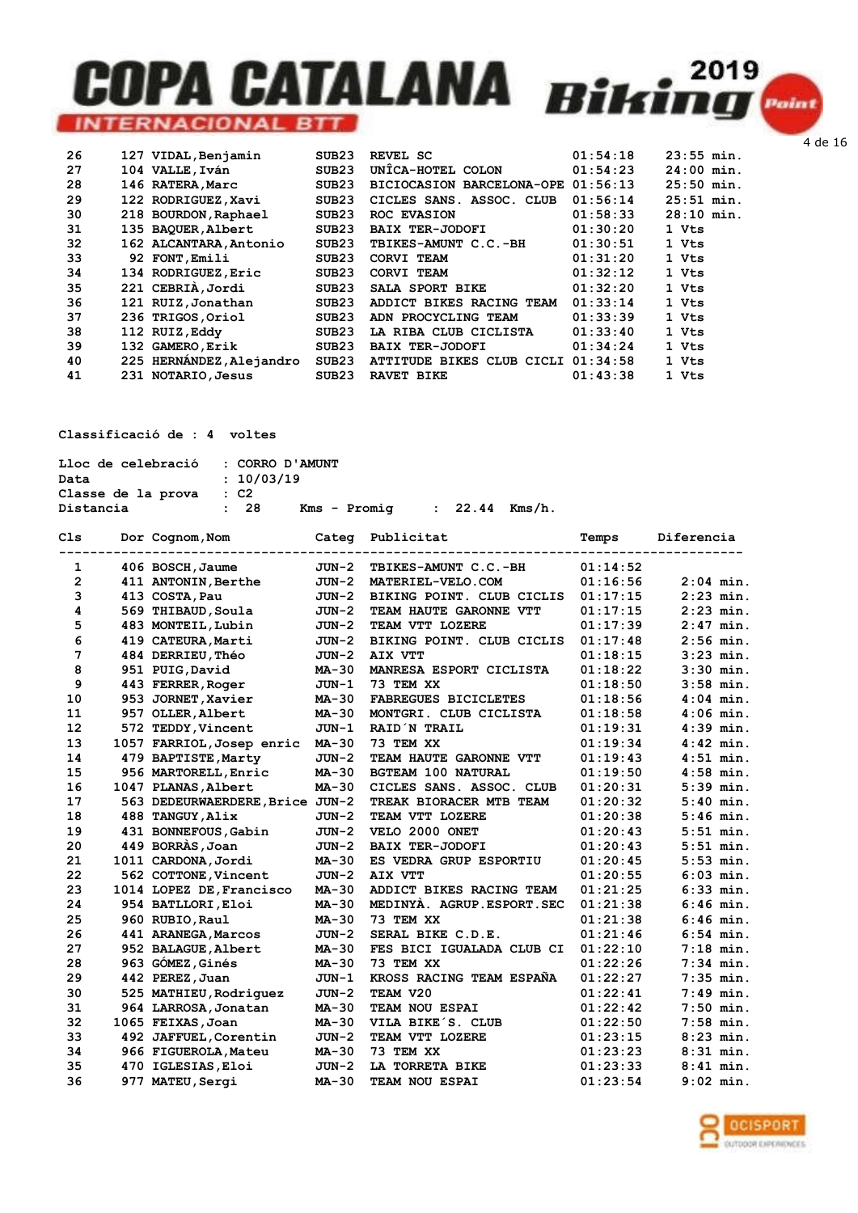| | | | | | | |
|---|---|---|---|---|---|---|
| 26 | 127 | VIDAL,Benjamin | SUB23 | REVEL SC | 01:54:18 | 23:55 min. |
| 27 | 104 | VALLE,Iván | SUB23 | UNÎCA-HOTEL COLON | 01:54:23 | 24:00 min. |
| 28 | 146 | RATERA,Marc | SUB23 | BICIOCASION BARCELONA-OPE | 01:56:13 | 25:50 min. |
| 29 | 122 | RODRIGUEZ,Xavi | SUB23 | CICLES SANS. ASSOC. CLUB | 01:56:14 | 25:51 min. |
| 30 | 218 | BOURDON,Raphael | SUB23 | ROC EVASION | 01:58:33 | 28:10 min. |
| 31 | 135 | BAQUER,Albert | SUB23 | BAIX TER-JODOFI | 01:30:20 | 1 Vts |
| 32 | 162 | ALCANTARA,Antonio | SUB23 | TBIKES-AMUNT C.C.-BH | 01:30:51 | 1 Vts |
| 33 | 92 | FONT,Emili | SUB23 | CORVI TEAM | 01:31:20 | 1 Vts |
| 34 | 134 | RODRIGUEZ,Eric | SUB23 | CORVI TEAM | 01:32:12 | 1 Vts |
| 35 | 221 | CEBRIÀ,Jordi | SUB23 | SALA SPORT BIKE | 01:32:20 | 1 Vts |
| 36 | 121 | RUIZ,Jonathan | SUB23 | ADDICT BIKES RACING TEAM | 01:33:14 | 1 Vts |
| 37 | 236 | TRIGOS,Oriol | SUB23 | ADN PROCYCLING TEAM | 01:33:39 | 1 Vts |
| 38 | 112 | RUIZ,Eddy | SUB23 | LA RIBA CLUB CICLISTA | 01:33:40 | 1 Vts |
| 39 | 132 | GAMERO,Erik | SUB23 | BAIX TER-JODOFI | 01:34:24 | 1 Vts |
| 40 | 225 | HERNÁNDEZ,Alejandro | SUB23 | ATTITUDE BIKES CLUB CICLI | 01:34:58 | 1 Vts |
| 41 | 231 | NOTARIO,Jesus | SUB23 | RAVET BIKE | 01:43:38 | 1 Vts |

**Classificació de : 4 voltes**

Lloc de celebració : CORRO D'AMUNT
Data : 10/03/19
Classe de la prova : C2
Distancia : 28 Kms - Promig : 22.44 Kms/h.

| Cls | Dor | Cognom,Nom | Categ | Publicitat | Temps | Diferencia |
|---|---|---|---|---|---|---|
| 1 | 406 | BOSCH,Jaume | JUN-2 | TBIKES-AMUNT C.C.-BH | 01:14:52 | |
| 2 | 411 | ANTONIN,Berthe | JUN-2 | MATERIEL-VELO.COM | 01:16:56 | 2:04 min. |
| 3 | 413 | COSTA,Pau | JUN-2 | BIKING POINT. CLUB CICLIS | 01:17:15 | 2:23 min. |
| 4 | 569 | THIBAUD,Soula | JUN-2 | TEAM HAUTE GARONNE VTT | 01:17:15 | 2:23 min. |
| 5 | 483 | MONTEIL,Lubin | JUN-2 | TEAM VTT LOZERE | 01:17:39 | 2:47 min. |
| 6 | 419 | CATEURA,Marti | JUN-2 | BIKING POINT. CLUB CICLIS | 01:17:48 | 2:56 min. |
| 7 | 484 | DERRIEU,Théo | JUN-2 | AIX VTT | 01:18:15 | 3:23 min. |
| 8 | 951 | PUIG,David | MA-30 | MANRESA ESPORT CICLISTA | 01:18:22 | 3:30 min. |
| 9 | 443 | FERRER,Roger | JUN-1 | 73 TEM XX | 01:18:50 | 3:58 min. |
| 10 | 953 | JORNET,Xavier | MA-30 | FABREGUES BICICLETES | 01:18:56 | 4:04 min. |
| 11 | 957 | OLLER,Albert | MA-30 | MONTGRI. CLUB CICLISTA | 01:18:58 | 4:06 min. |
| 12 | 572 | TEDDY,Vincent | JUN-1 | RAID´N TRAIL | 01:19:31 | 4:39 min. |
| 13 | 1057 | FARRIOL,Josep enric | MA-30 | 73 TEM XX | 01:19:34 | 4:42 min. |
| 14 | 479 | BAPTISTE,Marty | JUN-2 | TEAM HAUTE GARONNE VTT | 01:19:43 | 4:51 min. |
| 15 | 956 | MARTORELL,Enric | MA-30 | BGTEAM 100 NATURAL | 01:19:50 | 4:58 min. |
| 16 | 1047 | PLANAS,Albert | MA-30 | CICLES SANS. ASSOC. CLUB | 01:20:31 | 5:39 min. |
| 17 | 563 | DEDEURWAERDERE,Brice | JUN-2 | TREAK BIORACER MTB TEAM | 01:20:32 | 5:40 min. |
| 18 | 488 | TANGUY,Alix | JUN-2 | TEAM VTT LOZERE | 01:20:38 | 5:46 min. |
| 19 | 431 | BONNEFOUS,Gabin | JUN-2 | VELO 2000 ONET | 01:20:43 | 5:51 min. |
| 20 | 449 | BORRÀS,Joan | JUN-2 | BAIX TER-JODOFI | 01:20:43 | 5:51 min. |
| 21 | 1011 | CARDONA,Jordi | MA-30 | ES VEDRA GRUP ESPORTIU | 01:20:45 | 5:53 min. |
| 22 | 562 | COTTONE,Vincent | JUN-2 | AIX VTT | 01:20:55 | 6:03 min. |
| 23 | 1014 | LOPEZ DE,Francisco | MA-30 | ADDICT BIKES RACING TEAM | 01:21:25 | 6:33 min. |
| 24 | 954 | BATLLORI,Eloi | MA-30 | MEDINYÀ. AGRUP.ESPORT.SEC | 01:21:38 | 6:46 min. |
| 25 | 960 | RUBIO,Raul | MA-30 | 73 TEM XX | 01:21:38 | 6:46 min. |
| 26 | 441 | ARANEGA,Marcos | JUN-2 | SERAL BIKE C.D.E. | 01:21:46 | 6:54 min. |
| 27 | 952 | BALAGUE,Albert | MA-30 | FES BICI IGUALADA CLUB CI | 01:22:10 | 7:18 min. |
| 28 | 963 | GÓMEZ,Ginés | MA-30 | 73 TEM XX | 01:22:26 | 7:34 min. |
| 29 | 442 | PEREZ,Juan | JUN-1 | KROSS RACING TEAM ESPAÑA | 01:22:27 | 7:35 min. |
| 30 | 525 | MATHIEU,Rodriguez | JUN-2 | TEAM V20 | 01:22:41 | 7:49 min. |
| 31 | 964 | LARROSA,Jonatan | MA-30 | TEAM NOU ESPAI | 01:22:42 | 7:50 min. |
| 32 | 1065 | FEIXAS,Joan | MA-30 | VILA BIKE´S. CLUB | 01:22:50 | 7:58 min. |
| 33 | 492 | JAFFUEL,Corentin | JUN-2 | TEAM VTT LOZERE | 01:23:15 | 8:23 min. |
| 34 | 966 | FIGUEROLA,Mateu | MA-30 | 73 TEM XX | 01:23:23 | 8:31 min. |
| 35 | 470 | IGLESIAS,Eloi | JUN-2 | LA TORRETA BIKE | 01:23:33 | 8:41 min. |
| 36 | 977 | MATEU,Sergi | MA-30 | TEAM NOU ESPAI | 01:23:54 | 9:02 min. |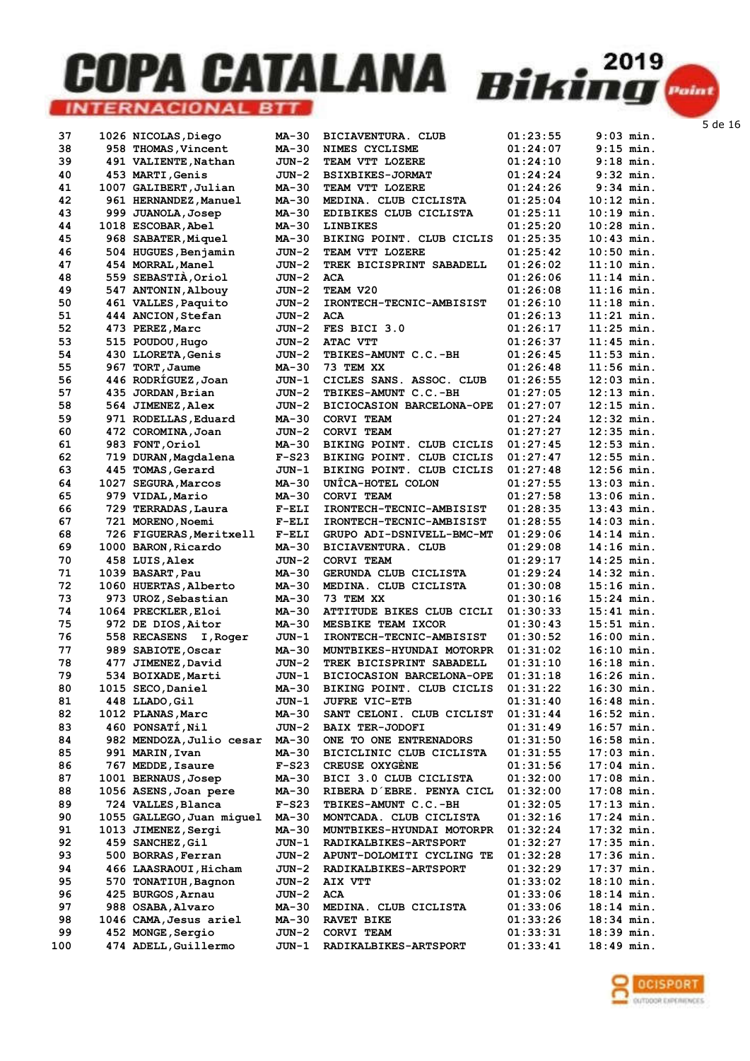# COPA CATALANA INTERNACIONAL BTT 2019 Biking Point

| | | | | | | |
|---|---|---|---|---|---|---|
| 37 | 1026 | NICOLAS,Diego | MA-30 | BICIAVENTURA. CLUB | 01:23:55 | 9:03 min. |
| 38 | 958 | THOMAS,Vincent | MA-30 | NIMES CYCLISME | 01:24:07 | 9:15 min. |
| 39 | 491 | VALIENTE,Nathan | JUN-2 | TEAM VTT LOZERE | 01:24:10 | 9:18 min. |
| 40 | 453 | MARTI,Genis | JUN-2 | BSIXBIKES-JORMAT | 01:24:24 | 9:32 min. |
| 41 | 1007 | GALIBERT,Julian | MA-30 | TEAM VTT LOZERE | 01:24:26 | 9:34 min. |
| 42 | 961 | HERNANDEZ,Manuel | MA-30 | MEDINA. CLUB CICLISTA | 01:25:04 | 10:12 min. |
| 43 | 999 | JUANOLA,Josep | MA-30 | EDIBIKES CLUB CICLISTA | 01:25:11 | 10:19 min. |
| 44 | 1018 | ESCOBAR,Abel | MA-30 | LINBIKES | 01:25:20 | 10:28 min. |
| 45 | 968 | SABATER,Miquel | MA-30 | BIKING POINT. CLUB CICLIS | 01:25:35 | 10:43 min. |
| 46 | 504 | HUGUES,Benjamin | JUN-2 | TEAM VTT LOZERE | 01:25:42 | 10:50 min. |
| 47 | 454 | MORRAL,Manel | JUN-2 | TREK BICISPRINT SABADELL | 01:26:02 | 11:10 min. |
| 48 | 559 | SEBASTIÀ,Oriol | JUN-2 | ACA | 01:26:06 | 11:14 min. |
| 49 | 547 | ANTONIN,Albouy | JUN-2 | TEAM V20 | 01:26:08 | 11:16 min. |
| 50 | 461 | VALLES,Paquito | JUN-2 | IRONTECH-TECNIC-AMBISIST | 01:26:10 | 11:18 min. |
| 51 | 444 | ANCION,Stefan | JUN-2 | ACA | 01:26:13 | 11:21 min. |
| 52 | 473 | PEREZ,Marc | JUN-2 | FES BICI 3.0 | 01:26:17 | 11:25 min. |
| 53 | 515 | POUDOU,Hugo | JUN-2 | ATAC VTT | 01:26:37 | 11:45 min. |
| 54 | 430 | LLORETA,Genis | JUN-2 | TBIKES-AMUNT C.C.-BH | 01:26:45 | 11:53 min. |
| 55 | 967 | TORT,Jaume | MA-30 | 73 TEM XX | 01:26:48 | 11:56 min. |
| 56 | 446 | RODRÍGUEZ,Joan | JUN-1 | CICLES SANS. ASSOC. CLUB | 01:26:55 | 12:03 min. |
| 57 | 435 | JORDAN,Brian | JUN-2 | TBIKES-AMUNT C.C.-BH | 01:27:05 | 12:13 min. |
| 58 | 564 | JIMENEZ,Alex | JUN-2 | BICIOCASION BARCELONA-OPE | 01:27:07 | 12:15 min. |
| 59 | 971 | RODELLAS,Eduard | MA-30 | CORVI TEAM | 01:27:24 | 12:32 min. |
| 60 | 472 | COROMINA,Joan | JUN-2 | CORVI TEAM | 01:27:27 | 12:35 min. |
| 61 | 983 | FONT,Oriol | MA-30 | BIKING POINT. CLUB CICLIS | 01:27:45 | 12:53 min. |
| 62 | 719 | DURAN,Magdalena | F-S23 | BIKING POINT. CLUB CICLIS | 01:27:47 | 12:55 min. |
| 63 | 445 | TOMAS,Gerard | JUN-1 | BIKING POINT. CLUB CICLIS | 01:27:48 | 12:56 min. |
| 64 | 1027 | SEGURA,Marcos | MA-30 | UNÎCA-HOTEL COLON | 01:27:55 | 13:03 min. |
| 65 | 979 | VIDAL,Mario | MA-30 | CORVI TEAM | 01:27:58 | 13:06 min. |
| 66 | 729 | TERRADAS,Laura | F-ELI | IRONTECH-TECNIC-AMBISIST | 01:28:35 | 13:43 min. |
| 67 | 721 | MORENO,Noemi | F-ELI | IRONTECH-TECNIC-AMBISIST | 01:28:55 | 14:03 min. |
| 68 | 726 | FIGUERAS,Meritxell | F-ELI | GRUPO ADI-DSNIVELL-BMC-MT | 01:29:06 | 14:14 min. |
| 69 | 1000 | BARON,Ricardo | MA-30 | BICIAVENTURA. CLUB | 01:29:08 | 14:16 min. |
| 70 | 458 | LUIS,Alex | JUN-2 | CORVI TEAM | 01:29:17 | 14:25 min. |
| 71 | 1039 | BASART,Pau | MA-30 | GERUNDA CLUB CICLISTA | 01:29:24 | 14:32 min. |
| 72 | 1060 | HUERTAS,Alberto | MA-30 | MEDINA. CLUB CICLISTA | 01:30:08 | 15:16 min. |
| 73 | 973 | UROZ,Sebastian | MA-30 | 73 TEM XX | 01:30:16 | 15:24 min. |
| 74 | 1064 | PRECKLER,Eloi | MA-30 | ATTITUDE BIKES CLUB CICLI | 01:30:33 | 15:41 min. |
| 75 | 972 | DE DIOS,Aitor | MA-30 | MESBIKE TEAM IXCOR | 01:30:43 | 15:51 min. |
| 76 | 558 | RECASENS I,Roger | JUN-1 | IRONTECH-TECNIC-AMBISIST | 01:30:52 | 16:00 min. |
| 77 | 989 | SABIOTE,Oscar | MA-30 | MUNTBIKES-HYUNDAI MOTORPR | 01:31:02 | 16:10 min. |
| 78 | 477 | JIMENEZ,David | JUN-2 | TREK BICISPRINT SABADELL | 01:31:10 | 16:18 min. |
| 79 | 534 | BOIXADE,Marti | JUN-1 | BICIOCASION BARCELONA-OPE | 01:31:18 | 16:26 min. |
| 80 | 1015 | SECO,Daniel | MA-30 | BIKING POINT. CLUB CICLIS | 01:31:22 | 16:30 min. |
| 81 | 448 | LLADO,Gil | JUN-1 | JUFRE VIC-ETB | 01:31:40 | 16:48 min. |
| 82 | 1012 | PLANAS,Marc | MA-30 | SANT CELONI. CLUB CICLIST | 01:31:44 | 16:52 min. |
| 83 | 460 | PONSATÍ,Nil | JUN-2 | BAIX TER-JODOFI | 01:31:49 | 16:57 min. |
| 84 | 982 | MENDOZA,Julio cesar | MA-30 | ONE TO ONE ENTRENADORS | 01:31:50 | 16:58 min. |
| 85 | 991 | MARIN,Ivan | MA-30 | BICICLINIC CLUB CICLISTA | 01:31:55 | 17:03 min. |
| 86 | 767 | MEDDE,Isaure | F-S23 | CREUSE OXYGÈNE | 01:31:56 | 17:04 min. |
| 87 | 1001 | BERNAUS,Josep | MA-30 | BICI 3.0 CLUB CICLISTA | 01:32:00 | 17:08 min. |
| 88 | 1056 | ASENS,Joan pere | MA-30 | RIBERA D´EBRE. PENYA CICL | 01:32:00 | 17:08 min. |
| 89 | 724 | VALLES,Blanca | F-S23 | TBIKES-AMUNT C.C.-BH | 01:32:05 | 17:13 min. |
| 90 | 1055 | GALLEGO,Juan miguel | MA-30 | MONTCADA. CLUB CICLISTA | 01:32:16 | 17:24 min. |
| 91 | 1013 | JIMENEZ,Sergi | MA-30 | MUNTBIKES-HYUNDAI MOTORPR | 01:32:24 | 17:32 min. |
| 92 | 459 | SANCHEZ,Gil | JUN-1 | RADIKALBIKES-ARTSPORT | 01:32:27 | 17:35 min. |
| 93 | 500 | BORRAS,Ferran | JUN-2 | APUNT-DOLOMITI CYCLING TE | 01:32:28 | 17:36 min. |
| 94 | 466 | LAASRAOUI,Hicham | JUN-2 | RADIKALBIKES-ARTSPORT | 01:32:29 | 17:37 min. |
| 95 | 570 | TONATIUH,Bagnon | JUN-2 | AIX VTT | 01:33:02 | 18:10 min. |
| 96 | 425 | BURGOS,Arnau | JUN-2 | ACA | 01:33:06 | 18:14 min. |
| 97 | 988 | OSABA,Alvaro | MA-30 | MEDINA. CLUB CICLISTA | 01:33:06 | 18:14 min. |
| 98 | 1046 | CAMA,Jesus ariel | MA-30 | RAVET BIKE | 01:33:26 | 18:34 min. |
| 99 | 452 | MONGE,Sergio | JUN-2 | CORVI TEAM | 01:33:31 | 18:39 min. |
| 100 | 474 | ADELL,Guillermo | JUN-1 | RADIKALBIKES-ARTSPORT | 01:33:41 | 18:49 min. |

OCISPORT OUTDOOR EXPERIENCES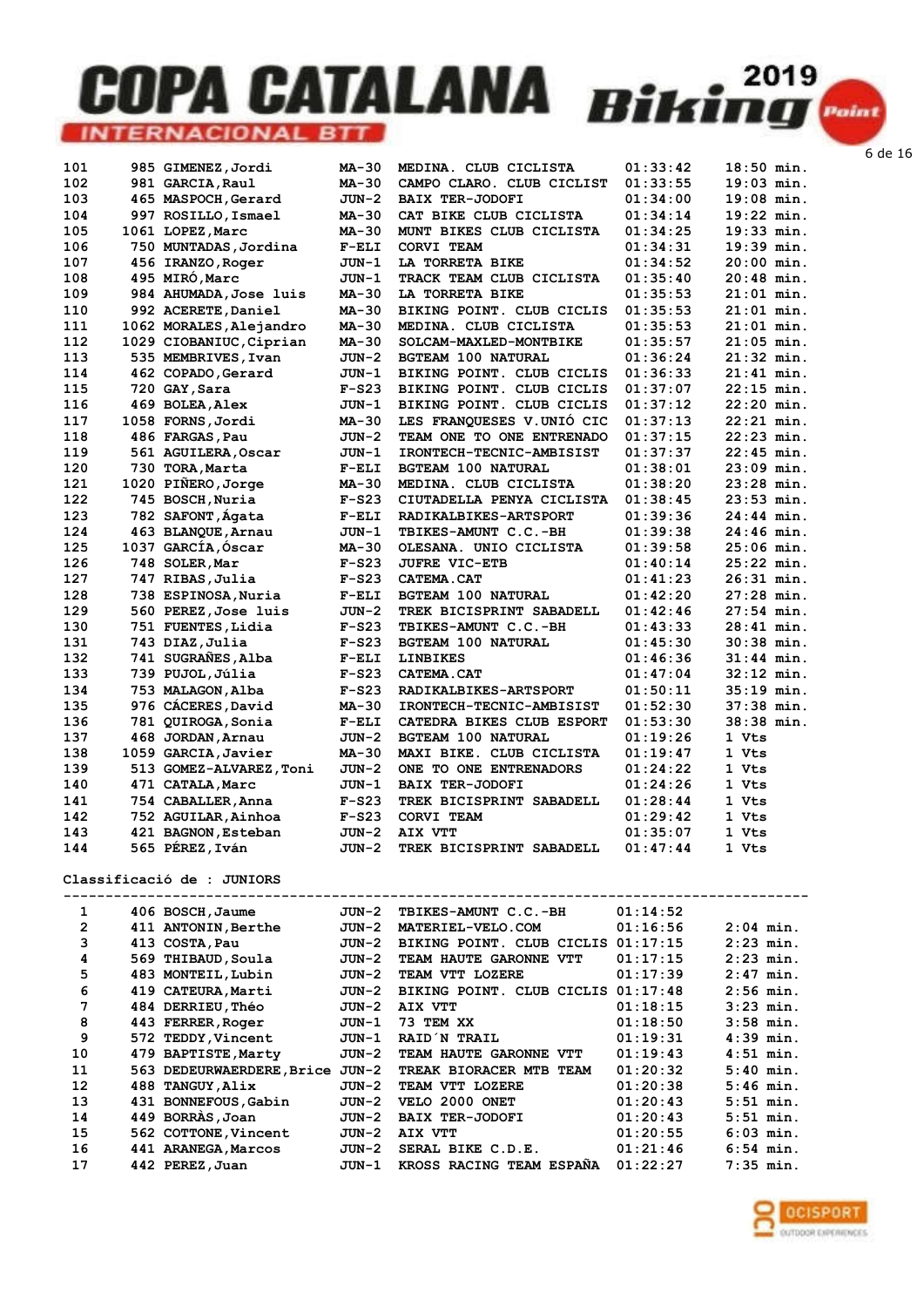| | | | | | | |
|---|---|---|---|---|---|---|
| 101 | 985 | GIMENEZ,Jordi | MA-30 | MEDINA. CLUB CICLISTA | 01:33:42 | 18:50 min. |
| 102 | 981 | GARCIA,Raul | MA-30 | CAMPO CLARO. CLUB CICLIST | 01:33:55 | 19:03 min. |
| 103 | 465 | MASPOCH,Gerard | JUN-2 | BAIX TER-JODOFI | 01:34:00 | 19:08 min. |
| 104 | 997 | ROSILLO,Ismael | MA-30 | CAT BIKE CLUB CICLISTA | 01:34:14 | 19:22 min. |
| 105 | 1061 | LOPEZ,Marc | MA-30 | MUNT BIKES CLUB CICLISTA | 01:34:25 | 19:33 min. |
| 106 | 750 | MUNTADAS,Jordina | F-ELI | CORVI TEAM | 01:34:31 | 19:39 min. |
| 107 | 456 | IRANZO,Roger | JUN-1 | LA TORRETA BIKE | 01:34:52 | 20:00 min. |
| 108 | 495 | MIRÓ,Marc | JUN-1 | TRACK TEAM CLUB CICLISTA | 01:35:40 | 20:48 min. |
| 109 | 984 | AHUMADA,Jose luis | MA-30 | LA TORRETA BIKE | 01:35:53 | 21:01 min. |
| 110 | 992 | ACERETE,Daniel | MA-30 | BIKING POINT. CLUB CICLIS | 01:35:53 | 21:01 min. |
| 111 | 1062 | MORALES,Alejandro | MA-30 | MEDINA. CLUB CICLISTA | 01:35:53 | 21:01 min. |
| 112 | 1029 | CIOBANIUC,Ciprian | MA-30 | SOLCAM-MAXLED-MONTBIKE | 01:35:57 | 21:05 min. |
| 113 | 535 | MEMBRIVES,Ivan | JUN-2 | BGTEAM 100 NATURAL | 01:36:24 | 21:32 min. |
| 114 | 462 | COPADO,Gerard | JUN-1 | BIKING POINT. CLUB CICLIS | 01:36:33 | 21:41 min. |
| 115 | 720 | GAY,Sara | F-S23 | BIKING POINT. CLUB CICLIS | 01:37:07 | 22:15 min. |
| 116 | 469 | BOLEA,Alex | JUN-1 | BIKING POINT. CLUB CICLIS | 01:37:12 | 22:20 min. |
| 117 | 1058 | FORNS,Jordi | MA-30 | LES FRANQUESES V.UNIÓ CIC | 01:37:13 | 22:21 min. |
| 118 | 486 | FARGAS,Pau | JUN-2 | TEAM ONE TO ONE ENTRENADO | 01:37:15 | 22:23 min. |
| 119 | 561 | AGUILERA,Oscar | JUN-1 | IRONTECH-TECNIC-AMBISIST | 01:37:37 | 22:45 min. |
| 120 | 730 | TORA,Marta | F-ELI | BGTEAM 100 NATURAL | 01:38:01 | 23:09 min. |
| 121 | 1020 | PIÑERO,Jorge | MA-30 | MEDINA. CLUB CICLISTA | 01:38:20 | 23:28 min. |
| 122 | 745 | BOSCH,Nuria | F-S23 | CIUTADELLA PENYA CICLISTA | 01:38:45 | 23:53 min. |
| 123 | 782 | SAFONT,Ágata | F-ELI | RADIKALBIKES-ARTSPORT | 01:39:36 | 24:44 min. |
| 124 | 463 | BLANQUE,Arnau | JUN-1 | TBIKES-AMUNT C.C.-BH | 01:39:38 | 24:46 min. |
| 125 | 1037 | GARCÍA,Óscar | MA-30 | OLESANA. UNIO CICLISTA | 01:39:58 | 25:06 min. |
| 126 | 748 | SOLER,Mar | F-S23 | JUFRE VIC-ETB | 01:40:14 | 25:22 min. |
| 127 | 747 | RIBAS,Julia | F-S23 | CATEMA.CAT | 01:41:23 | 26:31 min. |
| 128 | 738 | ESPINOSA,Nuria | F-ELI | BGTEAM 100 NATURAL | 01:42:20 | 27:28 min. |
| 129 | 560 | PEREZ,Jose luis | JUN-2 | TREK BICISPRINT SABADELL | 01:42:46 | 27:54 min. |
| 130 | 751 | FUENTES,Lidia | F-S23 | TBIKES-AMUNT C.C.-BH | 01:43:33 | 28:41 min. |
| 131 | 743 | DIAZ,Julia | F-S23 | BGTEAM 100 NATURAL | 01:45:30 | 30:38 min. |
| 132 | 741 | SUGRAÑES,Alba | F-ELI | LINBIKES | 01:46:36 | 31:44 min. |
| 133 | 739 | PUJOL,Júlia | F-S23 | CATEMA.CAT | 01:47:04 | 32:12 min. |
| 134 | 753 | MALAGON,Alba | F-S23 | RADIKALBIKES-ARTSPORT | 01:50:11 | 35:19 min. |
| 135 | 976 | CÁCERES,David | MA-30 | IRONTECH-TECNIC-AMBISIST | 01:52:30 | 37:38 min. |
| 136 | 781 | QUIROGA,Sonia | F-ELI | CATEDRA BIKES CLUB ESPORT | 01:53:30 | 38:38 min. |
| 137 | 468 | JORDAN,Arnau | JUN-2 | BGTEAM 100 NATURAL | 01:19:26 | 1 Vts |
| 138 | 1059 | GARCIA,Javier | MA-30 | MAXI BIKE. CLUB CICLISTA | 01:19:47 | 1 Vts |
| 139 | 513 | GOMEZ-ALVAREZ,Toni | JUN-2 | ONE TO ONE ENTRENADORS | 01:24:22 | 1 Vts |
| 140 | 471 | CATALA,Marc | JUN-1 | BAIX TER-JODOFI | 01:24:26 | 1 Vts |
| 141 | 754 | CABALLER,Anna | F-S23 | TREK BICISPRINT SABADELL | 01:28:44 | 1 Vts |
| 142 | 752 | AGUILAR,Ainhoa | F-S23 | CORVI TEAM | 01:29:42 | 1 Vts |
| 143 | 421 | BAGNON,Esteban | JUN-2 | AIX VTT | 01:35:07 | 1 Vts |
| 144 | 565 | PÉREZ,Iván | JUN-2 | TREK BICISPRINT SABADELL | 01:47:44 | 1 Vts |

Classificació de : JUNIORS

| | | | | | | |
|---|---|---|---|---|---|---|
| 1 | 406 | BOSCH,Jaume | JUN-2 | TBIKES-AMUNT C.C.-BH | 01:14:52 | |
| 2 | 411 | ANTONIN,Berthe | JUN-2 | MATERIEL-VELO.COM | 01:16:56 | 2:04 min. |
| 3 | 413 | COSTA,Pau | JUN-2 | BIKING POINT. CLUB CICLIS | 01:17:15 | 2:23 min. |
| 4 | 569 | THIBAUD,Soula | JUN-2 | TEAM HAUTE GARONNE VTT | 01:17:15 | 2:23 min. |
| 5 | 483 | MONTEIL,Lubin | JUN-2 | TEAM VTT LOZERE | 01:17:39 | 2:47 min. |
| 6 | 419 | CATEURA,Marti | JUN-2 | BIKING POINT. CLUB CICLIS | 01:17:48 | 2:56 min. |
| 7 | 484 | DERRIEU,Théo | JUN-2 | AIX VTT | 01:18:15 | 3:23 min. |
| 8 | 443 | FERRER,Roger | JUN-1 | 73 TEM XX | 01:18:50 | 3:58 min. |
| 9 | 572 | TEDDY,Vincent | JUN-1 | RAID´N TRAIL | 01:19:31 | 4:39 min. |
| 10 | 479 | BAPTISTE,Marty | JUN-2 | TEAM HAUTE GARONNE VTT | 01:19:43 | 4:51 min. |
| 11 | 563 | DEDEURWAERDERE,Brice | JUN-2 | TREAK BIORACER MTB TEAM | 01:20:32 | 5:40 min. |
| 12 | 488 | TANGUY,Alix | JUN-2 | TEAM VTT LOZERE | 01:20:38 | 5:46 min. |
| 13 | 431 | BONNEFOUS,Gabin | JUN-2 | VELO 2000 ONET | 01:20:43 | 5:51 min. |
| 14 | 449 | BORRÀS,Joan | JUN-2 | BAIX TER-JODOFI | 01:20:43 | 5:51 min. |
| 15 | 562 | COTTONE,Vincent | JUN-2 | AIX VTT | 01:20:55 | 6:03 min. |
| 16 | 441 | ARANEGA,Marcos | JUN-2 | SERAL BIKE C.D.E. | 01:21:46 | 6:54 min. |
| 17 | 442 | PEREZ,Juan | JUN-1 | KROSS RACING TEAM ESPAÑA | 01:22:27 | 7:35 min. |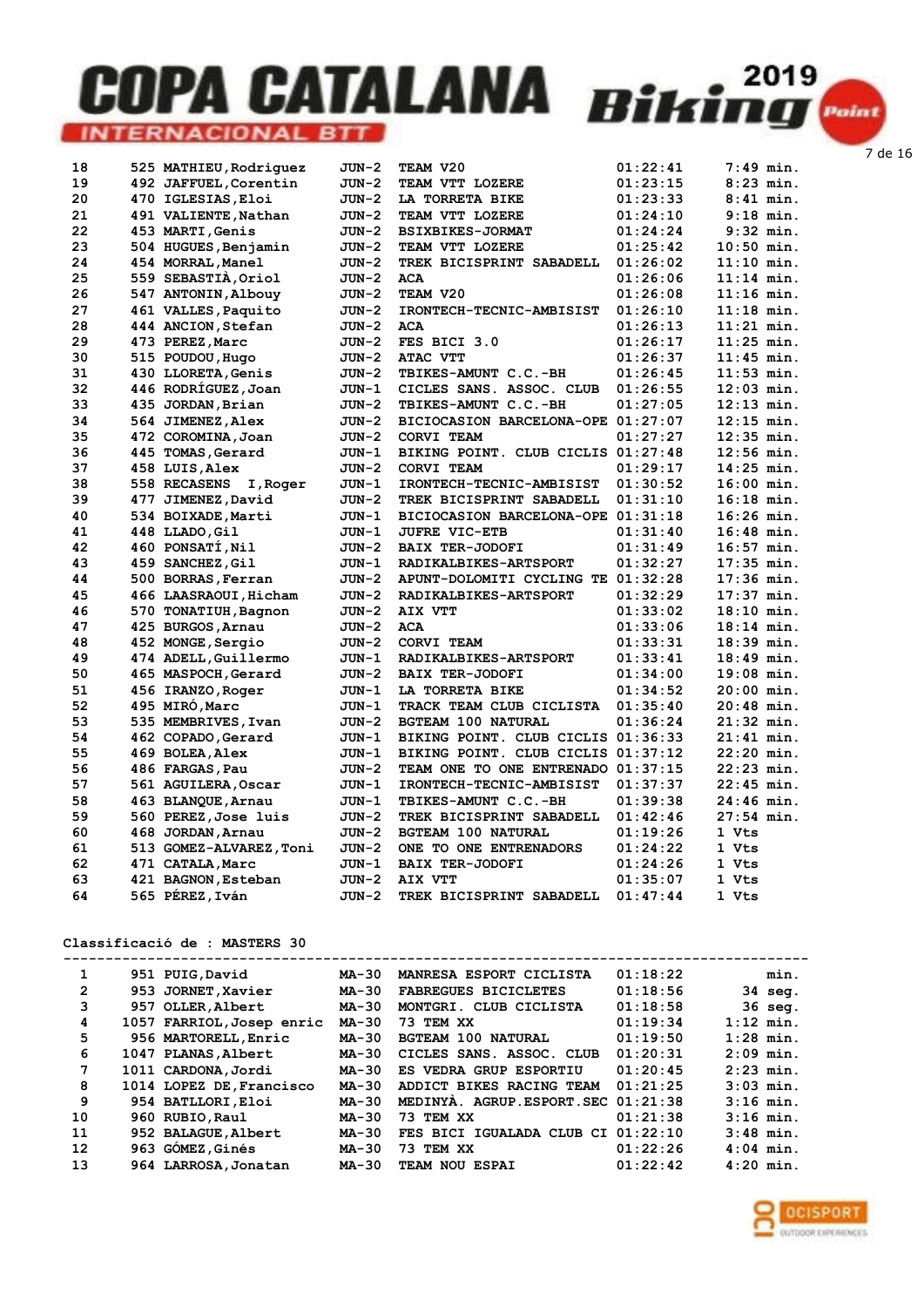| | | | | | | |
|---|---|---|---|---|---|---|
| 18 | 525 | MATHIEU,Rodriguez | JUN-2 | TEAM V20 | 01:22:41 | 7:49 min. |
| 19 | 492 | JAFFUEL,Corentin | JUN-2 | TEAM VTT LOZERE | 01:23:15 | 8:23 min. |
| 20 | 470 | IGLESIAS,Eloi | JUN-2 | LA TORRETA BIKE | 01:23:33 | 8:41 min. |
| 21 | 491 | VALIENTE,Nathan | JUN-2 | TEAM VTT LOZERE | 01:24:10 | 9:18 min. |
| 22 | 453 | MARTI,Genis | JUN-2 | BSIXBIKES-JORMAT | 01:24:24 | 9:32 min. |
| 23 | 504 | HUGUES,Benjamin | JUN-2 | TEAM VTT LOZERE | 01:25:42 | 10:50 min. |
| 24 | 454 | MORRAL,Manel | JUN-2 | TREK BICISPRINT SABADELL | 01:26:02 | 11:10 min. |
| 25 | 559 | SEBASTIÀ,Oriol | JUN-2 | ACA | 01:26:06 | 11:14 min. |
| 26 | 547 | ANTONIN,Albouy | JUN-2 | TEAM V20 | 01:26:08 | 11:16 min. |
| 27 | 461 | VALLES,Paquito | JUN-2 | IRONTECH-TECNIC-AMBISIST | 01:26:10 | 11:18 min. |
| 28 | 444 | ANCION,Stefan | JUN-2 | ACA | 01:26:13 | 11:21 min. |
| 29 | 473 | PEREZ,Marc | JUN-2 | FES BICI 3.0 | 01:26:17 | 11:25 min. |
| 30 | 515 | POUDOU,Hugo | JUN-2 | ATAC VTT | 01:26:37 | 11:45 min. |
| 31 | 430 | LLORETA,Genis | JUN-2 | TBIKES-AMUNT C.C.-BH | 01:26:45 | 11:53 min. |
| 32 | 446 | RODRÍGUEZ,Joan | JUN-1 | CICLES SANS. ASSOC. CLUB | 01:26:55 | 12:03 min. |
| 33 | 435 | JORDAN,Brian | JUN-2 | TBIKES-AMUNT C.C.-BH | 01:27:05 | 12:13 min. |
| 34 | 564 | JIMENEZ,Alex | JUN-2 | BICIOCASION BARCELONA-OPE | 01:27:07 | 12:15 min. |
| 35 | 472 | COROMINA,Joan | JUN-2 | CORVI TEAM | 01:27:27 | 12:35 min. |
| 36 | 445 | TOMAS,Gerard | JUN-1 | BIKING POINT. CLUB CICLIS | 01:27:48 | 12:56 min. |
| 37 | 458 | LUIS,Alex | JUN-2 | CORVI TEAM | 01:29:17 | 14:25 min. |
| 38 | 558 | RECASENS I,Roger | JUN-1 | IRONTECH-TECNIC-AMBISIST | 01:30:52 | 16:00 min. |
| 39 | 477 | JIMENEZ,David | JUN-2 | TREK BICISPRINT SABADELL | 01:31:10 | 16:18 min. |
| 40 | 534 | BOIXADE,Marti | JUN-1 | BICIOCASION BARCELONA-OPE | 01:31:18 | 16:26 min. |
| 41 | 448 | LLADO,Gil | JUN-1 | JUFRE VIC-ETB | 01:31:40 | 16:48 min. |
| 42 | 460 | PONSATÍ,Nil | JUN-2 | BAIX TER-JODOFI | 01:31:49 | 16:57 min. |
| 43 | 459 | SANCHEZ,Gil | JUN-1 | RADIKALBIKES-ARTSPORT | 01:32:27 | 17:35 min. |
| 44 | 500 | BORRAS,Ferran | JUN-2 | APUNT-DOLOMITI CYCLING TE | 01:32:28 | 17:36 min. |
| 45 | 466 | LAASRAOUI,Hicham | JUN-2 | RADIKALBIKES-ARTSPORT | 01:32:29 | 17:37 min. |
| 46 | 570 | TONATIUH,Bagnon | JUN-2 | AIX VTT | 01:33:02 | 18:10 min. |
| 47 | 425 | BURGOS,Arnau | JUN-2 | ACA | 01:33:06 | 18:14 min. |
| 48 | 452 | MONGE,Sergio | JUN-2 | CORVI TEAM | 01:33:31 | 18:39 min. |
| 49 | 474 | ADELL,Guillermo | JUN-1 | RADIKALBIKES-ARTSPORT | 01:33:41 | 18:49 min. |
| 50 | 465 | MASPOCH,Gerard | JUN-2 | BAIX TER-JODOFI | 01:34:00 | 19:08 min. |
| 51 | 456 | IRANZO,Roger | JUN-1 | LA TORRETA BIKE | 01:34:52 | 20:00 min. |
| 52 | 495 | MIRÓ,Marc | JUN-1 | TRACK TEAM CLUB CICLISTA | 01:35:40 | 20:48 min. |
| 53 | 535 | MEMBRIVES,Ivan | JUN-2 | BGTEAM 100 NATURAL | 01:36:24 | 21:32 min. |
| 54 | 462 | COPADO,Gerard | JUN-1 | BIKING POINT. CLUB CICLIS | 01:36:33 | 21:41 min. |
| 55 | 469 | BOLEA,Alex | JUN-1 | BIKING POINT. CLUB CICLIS | 01:37:12 | 22:20 min. |
| 56 | 486 | FARGAS,Pau | JUN-2 | TEAM ONE TO ONE ENTRENADO | 01:37:15 | 22:23 min. |
| 57 | 561 | AGUILERA,Oscar | JUN-1 | IRONTECH-TECNIC-AMBISIST | 01:37:37 | 22:45 min. |
| 58 | 463 | BLANQUE,Arnau | JUN-1 | TBIKES-AMUNT C.C.-BH | 01:39:38 | 24:46 min. |
| 59 | 560 | PEREZ,Jose luis | JUN-2 | TREK BICISPRINT SABADELL | 01:42:46 | 27:54 min. |
| 60 | 468 | JORDAN,Arnau | JUN-2 | BGTEAM 100 NATURAL | 01:19:26 | 1 Vts |
| 61 | 513 | GOMEZ-ALVAREZ,Toni | JUN-2 | ONE TO ONE ENTRENADORS | 01:24:22 | 1 Vts |
| 62 | 471 | CATALA,Marc | JUN-1 | BAIX TER-JODOFI | 01:24:26 | 1 Vts |
| 63 | 421 | BAGNON,Esteban | JUN-2 | AIX VTT | 01:35:07 | 1 Vts |
| 64 | 565 | PÉREZ,Iván | JUN-2 | TREK BICISPRINT SABADELL | 01:47:44 | 1 Vts |

Classificació de : MASTERS 30

| | | | | | | |
|---|---|---|---|---|---|---|
| 1 | 951 | PUIG,David | MA-30 | MANRESA ESPORT CICLISTA | 01:18:22 | min. |
| 2 | 953 | JORNET,Xavier | MA-30 | FABREGUES BICICLETES | 01:18:56 | 34 seg. |
| 3 | 957 | OLLER,Albert | MA-30 | MONTGRI. CLUB CICLISTA | 01:18:58 | 36 seg. |
| 4 | 1057 | FARRIOL,Josep enric | MA-30 | 73 TEM XX | 01:19:34 | 1:12 min. |
| 5 | 956 | MARTORELL,Enric | MA-30 | BGTEAM 100 NATURAL | 01:19:50 | 1:28 min. |
| 6 | 1047 | PLANAS,Albert | MA-30 | CICLES SANS. ASSOC. CLUB | 01:20:31 | 2:09 min. |
| 7 | 1011 | CARDONA,Jordi | MA-30 | ES VEDRA GRUP ESPORTIU | 01:20:45 | 2:23 min. |
| 8 | 1014 | LOPEZ DE,Francisco | MA-30 | ADDICT BIKES RACING TEAM | 01:21:25 | 3:03 min. |
| 9 | 954 | BATLLORI,Eloi | MA-30 | MEDINYÀ. AGRUP.ESPORT.SEC | 01:21:38 | 3:16 min. |
| 10 | 960 | RUBIO,Raul | MA-30 | 73 TEM XX | 01:21:38 | 3:16 min. |
| 11 | 952 | BALAGUE,Albert | MA-30 | FES BICI IGUALADA CLUB CI | 01:22:10 | 3:48 min. |
| 12 | 963 | GÓMEZ,Ginés | MA-30 | 73 TEM XX | 01:22:26 | 4:04 min. |
| 13 | 964 | LARROSA,Jonatan | MA-30 | TEAM NOU ESPAI | 01:22:42 | 4:20 min. |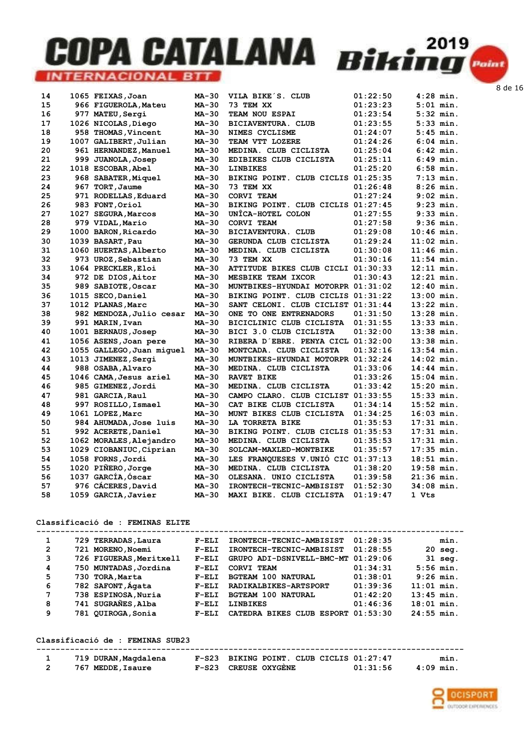| | | | | | | |
|---|---|---|---|---|---|---|
| 14 | 1065 | FEIXAS,Joan | MA-30 | VILA BIKE´S. CLUB | 01:22:50 | 4:28 min. |
| 15 | 966 | FIGUEROLA,Mateu | MA-30 | 73 TEM XX | 01:23:23 | 5:01 min. |
| 16 | 977 | MATEU,Sergi | MA-30 | TEAM NOU ESPAI | 01:23:54 | 5:32 min. |
| 17 | 1026 | NICOLAS,Diego | MA-30 | BICIAVENTURA. CLUB | 01:23:55 | 5:33 min. |
| 18 | 958 | THOMAS,Vincent | MA-30 | NIMES CYCLISME | 01:24:07 | 5:45 min. |
| 19 | 1007 | GALIBERT,Julian | MA-30 | TEAM VTT LOZERE | 01:24:26 | 6:04 min. |
| 20 | 961 | HERNANDEZ,Manuel | MA-30 | MEDINA. CLUB CICLISTA | 01:25:04 | 6:42 min. |
| 21 | 999 | JUANOLA,Josep | MA-30 | EDIBIKES CLUB CICLISTA | 01:25:11 | 6:49 min. |
| 22 | 1018 | ESCOBAR,Abel | MA-30 | LINBIKES | 01:25:20 | 6:58 min. |
| 23 | 968 | SABATER,Miquel | MA-30 | BIKING POINT. CLUB CICLIS | 01:25:35 | 7:13 min. |
| 24 | 967 | TORT,Jaume | MA-30 | 73 TEM XX | 01:26:48 | 8:26 min. |
| 25 | 971 | RODELLAS,Eduard | MA-30 | CORVI TEAM | 01:27:24 | 9:02 min. |
| 26 | 983 | FONT,Oriol | MA-30 | BIKING POINT. CLUB CICLIS | 01:27:45 | 9:23 min. |
| 27 | 1027 | SEGURA,Marcos | MA-30 | UNÎCA-HOTEL COLON | 01:27:55 | 9:33 min. |
| 28 | 979 | VIDAL,Mario | MA-30 | CORVI TEAM | 01:27:58 | 9:36 min. |
| 29 | 1000 | BARON,Ricardo | MA-30 | BICIAVENTURA. CLUB | 01:29:08 | 10:46 min. |
| 30 | 1039 | BASART,Pau | MA-30 | GERUNDA CLUB CICLISTA | 01:29:24 | 11:02 min. |
| 31 | 1060 | HUERTAS,Alberto | MA-30 | MEDINA. CLUB CICLISTA | 01:30:08 | 11:46 min. |
| 32 | 973 | UROZ,Sebastian | MA-30 | 73 TEM XX | 01:30:16 | 11:54 min. |
| 33 | 1064 | PRECKLER,Eloi | MA-30 | ATTITUDE BIKES CLUB CICLI | 01:30:33 | 12:11 min. |
| 34 | 972 | DE DIOS,Aitor | MA-30 | MESBIKE TEAM IXCOR | 01:30:43 | 12:21 min. |
| 35 | 989 | SABIOTE,Oscar | MA-30 | MUNTBIKES-HYUNDAI MOTORPR | 01:31:02 | 12:40 min. |
| 36 | 1015 | SECO,Daniel | MA-30 | BIKING POINT. CLUB CICLIS | 01:31:22 | 13:00 min. |
| 37 | 1012 | PLANAS,Marc | MA-30 | SANT CELONI. CLUB CICLIST | 01:31:44 | 13:22 min. |
| 38 | 982 | MENDOZA,Julio cesar | MA-30 | ONE TO ONE ENTRENADORS | 01:31:50 | 13:28 min. |
| 39 | 991 | MARIN,Ivan | MA-30 | BICICLINIC CLUB CICLISTA | 01:31:55 | 13:33 min. |
| 40 | 1001 | BERNAUS,Josep | MA-30 | BICI 3.0 CLUB CICLISTA | 01:32:00 | 13:38 min. |
| 41 | 1056 | ASENS,Joan pere | MA-30 | RIBERA D´EBRE. PENYA CICL | 01:32:00 | 13:38 min. |
| 42 | 1055 | GALLEGO,Juan miguel | MA-30 | MONTCADA. CLUB CICLISTA | 01:32:16 | 13:54 min. |
| 43 | 1013 | JIMENEZ,Sergi | MA-30 | MUNTBIKES-HYUNDAI MOTORPR | 01:32:24 | 14:02 min. |
| 44 | 988 | OSABA,Alvaro | MA-30 | MEDINA. CLUB CICLISTA | 01:33:06 | 14:44 min. |
| 45 | 1046 | CAMA,Jesus ariel | MA-30 | RAVET BIKE | 01:33:26 | 15:04 min. |
| 46 | 985 | GIMENEZ,Jordi | MA-30 | MEDINA. CLUB CICLISTA | 01:33:42 | 15:20 min. |
| 47 | 981 | GARCIA,Raul | MA-30 | CAMPO CLARO. CLUB CICLIST | 01:33:55 | 15:33 min. |
| 48 | 997 | ROSILLO,Ismael | MA-30 | CAT BIKE CLUB CICLISTA | 01:34:14 | 15:52 min. |
| 49 | 1061 | LOPEZ,Marc | MA-30 | MUNT BIKES CLUB CICLISTA | 01:34:25 | 16:03 min. |
| 50 | 984 | AHUMADA,Jose luis | MA-30 | LA TORRETA BIKE | 01:35:53 | 17:31 min. |
| 51 | 992 | ACERETE,Daniel | MA-30 | BIKING POINT. CLUB CICLIS | 01:35:53 | 17:31 min. |
| 52 | 1062 | MORALES,Alejandro | MA-30 | MEDINA. CLUB CICLISTA | 01:35:53 | 17:31 min. |
| 53 | 1029 | CIOBANIUC,Ciprian | MA-30 | SOLCAM-MAXLED-MONTBIKE | 01:35:57 | 17:35 min. |
| 54 | 1058 | FORNS,Jordi | MA-30 | LES FRANQUESES V.UNIÓ CIC | 01:37:13 | 18:51 min. |
| 55 | 1020 | PIÑERO,Jorge | MA-30 | MEDINA. CLUB CICLISTA | 01:38:20 | 19:58 min. |
| 56 | 1037 | GARCÍA,Óscar | MA-30 | OLESANA. UNIO CICLISTA | 01:39:58 | 21:36 min. |
| 57 | 976 | CÁCERES,David | MA-30 | IRONTECH-TECNIC-AMBISIST | 01:52:30 | 34:08 min. |
| 58 | 1059 | GARCIA,Javier | MA-30 | MAXI BIKE. CLUB CICLISTA | 01:19:47 | 1 Vts |

Classificació de : FEMINAS ELITE

| | | | | | | |
|---|---|---|---|---|---|---|
| 1 | 729 | TERRADAS,Laura | F-ELI | IRONTECH-TECNIC-AMBISIST | 01:28:35 | min. |
| 2 | 721 | MORENO,Noemi | F-ELI | IRONTECH-TECNIC-AMBISIST | 01:28:55 | 20 seg. |
| 3 | 726 | FIGUERAS,Meritxell | F-ELI | GRUPO ADI-DSNIVELL-BMC-MT | 01:29:06 | 31 seg. |
| 4 | 750 | MUNTADAS,Jordina | F-ELI | CORVI TEAM | 01:34:31 | 5:56 min. |
| 5 | 730 | TORA,Marta | F-ELI | BGTEAM 100 NATURAL | 01:38:01 | 9:26 min. |
| 6 | 782 | SAFONT,Ágata | F-ELI | RADIKALBIKES-ARTSPORT | 01:39:36 | 11:01 min. |
| 7 | 738 | ESPINOSA,Nuria | F-ELI | BGTEAM 100 NATURAL | 01:42:20 | 13:45 min. |
| 8 | 741 | SUGRAÑES,Alba | F-ELI | LINBIKES | 01:46:36 | 18:01 min. |
| 9 | 781 | QUIROGA,Sonia | F-ELI | CATEDRA BIKES CLUB ESPORT | 01:53:30 | 24:55 min. |

Classificació de : FEMINAS SUB23

| | | | | | | |
|---|---|---|---|---|---|---|
| 1 | 719 | DURAN,Magdalena | F-S23 | BIKING POINT. CLUB CICLIS | 01:27:47 | min. |
| 2 | 767 | MEDDE,Isaure | F-S23 | CREUSE OXYGÈNE | 01:31:56 | 4:09 min. |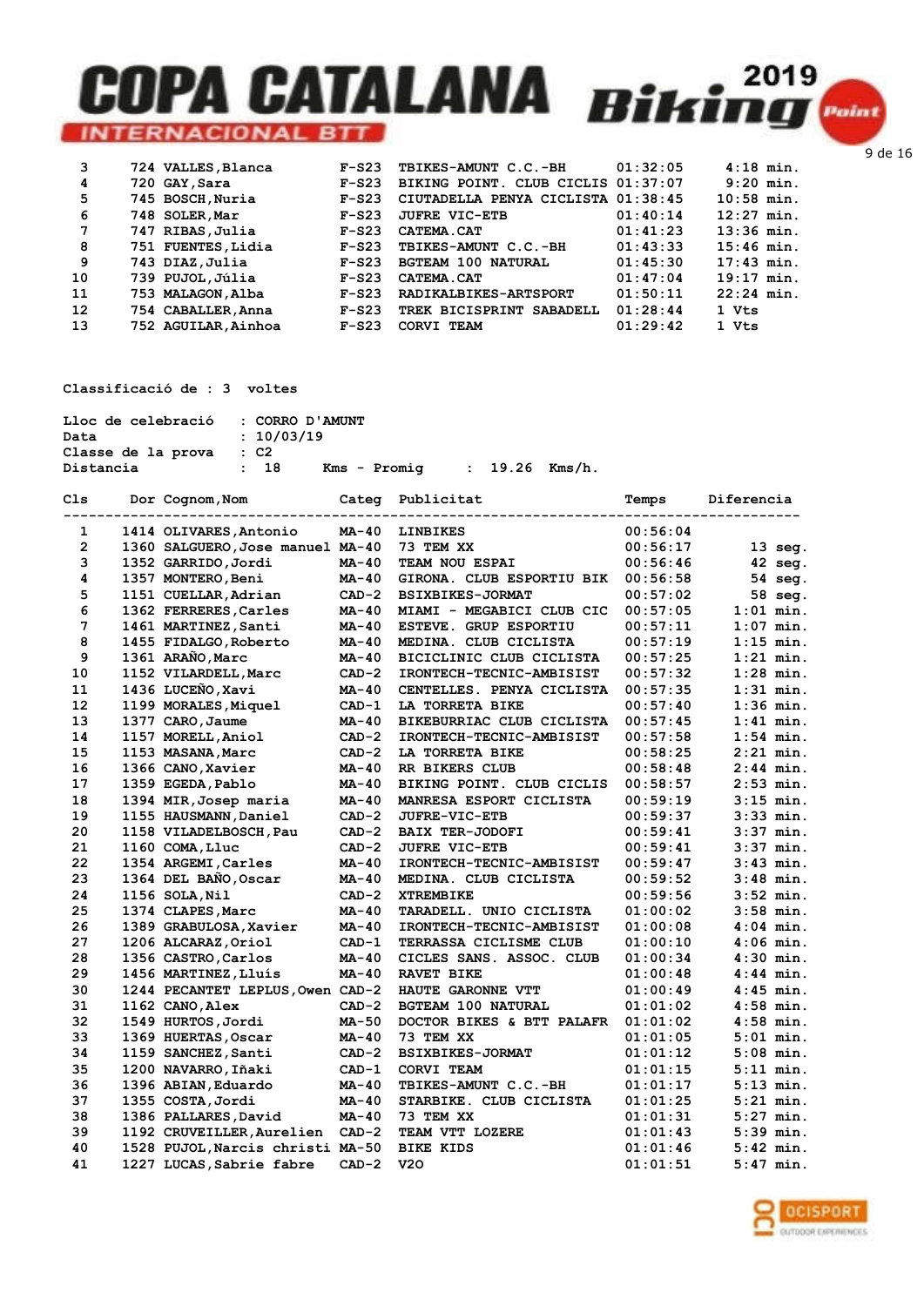| | | | | | | |
|---|---|---|---|---|---|---|
| 3 | 724 | VALLES,Blanca | F-S23 | TBIKES-AMUNT C.C.-BH | 01:32:05 | 4:18 min. |
| 4 | 720 | GAY,Sara | F-S23 | BIKING POINT. CLUB CICLIS | 01:37:07 | 9:20 min. |
| 5 | 745 | BOSCH,Nuria | F-S23 | CIUTADELLA PENYA CICLISTA | 01:38:45 | 10:58 min. |
| 6 | 748 | SOLER,Mar | F-S23 | JUFRE VIC-ETB | 01:40:14 | 12:27 min. |
| 7 | 747 | RIBAS,Julia | F-S23 | CATEMA.CAT | 01:41:23 | 13:36 min. |
| 8 | 751 | FUENTES,Lidia | F-S23 | TBIKES-AMUNT C.C.-BH | 01:43:33 | 15:46 min. |
| 9 | 743 | DIAZ,Julia | F-S23 | BGTEAM 100 NATURAL | 01:45:30 | 17:43 min. |
| 10 | 739 | PUJOL,Júlia | F-S23 | CATEMA.CAT | 01:47:04 | 19:17 min. |
| 11 | 753 | MALAGON,Alba | F-S23 | RADIKALBIKES-ARTSPORT | 01:50:11 | 22:24 min. |
| 12 | 754 | CABALLER,Anna | F-S23 | TREK BICISPRINT SABADELL | 01:28:44 | 1 Vts |
| 13 | 752 | AGUILAR,Ainhoa | F-S23 | CORVI TEAM | 01:29:42 | 1 Vts |

**Classificació de : 3 voltes**

Lloc de celebració : CORRO D'AMUNT
Data : 10/03/19
Classe de la prova : C2
Distancia : 18 Kms - Promig : 19.26 Kms/h.

| Cls | Dor | Cognom,Nom | Categ | Publicitat | Temps | Diferencia |
|---|---|---|---|---|---|---|
| 1 | 1414 | OLIVARES,Antonio | MA-40 | LINBIKES | 00:56:04 | |
| 2 | 1360 | SALGUERO,Jose manuel | MA-40 | 73 TEM XX | 00:56:17 | 13 seg. |
| 3 | 1352 | GARRIDO,Jordi | MA-40 | TEAM NOU ESPAI | 00:56:46 | 42 seg. |
| 4 | 1357 | MONTERO,Beni | MA-40 | GIRONA. CLUB ESPORTIU BIK | 00:56:58 | 54 seg. |
| 5 | 1151 | CUELLAR,Adrian | CAD-2 | BSIXBIKES-JORMAT | 00:57:02 | 58 seg. |
| 6 | 1362 | FERRERES,Carles | MA-40 | MIAMI - MEGABICI CLUB CIC | 00:57:05 | 1:01 min. |
| 7 | 1461 | MARTINEZ,Santi | MA-40 | ESTEVE. GRUP ESPORTIU | 00:57:11 | 1:07 min. |
| 8 | 1455 | FIDALGO,Roberto | MA-40 | MEDINA. CLUB CICLISTA | 00:57:19 | 1:15 min. |
| 9 | 1361 | ARAÑO,Marc | MA-40 | BICICLINIC CLUB CICLISTA | 00:57:25 | 1:21 min. |
| 10 | 1152 | VILARDELL,Marc | CAD-2 | IRONTECH-TECNIC-AMBISIST | 00:57:32 | 1:28 min. |
| 11 | 1436 | LUCEÑO,Xavi | MA-40 | CENTELLES. PENYA CICLISTA | 00:57:35 | 1:31 min. |
| 12 | 1199 | MORALES,Miquel | CAD-1 | LA TORRETA BIKE | 00:57:40 | 1:36 min. |
| 13 | 1377 | CARO,Jaume | MA-40 | BIKEBURRIAC CLUB CICLISTA | 00:57:45 | 1:41 min. |
| 14 | 1157 | MORELL,Aniol | CAD-2 | IRONTECH-TECNIC-AMBISIST | 00:57:58 | 1:54 min. |
| 15 | 1153 | MASANA,Marc | CAD-2 | LA TORRETA BIKE | 00:58:25 | 2:21 min. |
| 16 | 1366 | CANO,Xavier | MA-40 | RR BIKERS CLUB | 00:58:48 | 2:44 min. |
| 17 | 1359 | EGEDA,Pablo | MA-40 | BIKING POINT. CLUB CICLIS | 00:58:57 | 2:53 min. |
| 18 | 1394 | MIR,Josep maria | MA-40 | MANRESA ESPORT CICLISTA | 00:59:19 | 3:15 min. |
| 19 | 1155 | HAUSMANN,Daniel | CAD-2 | JUFRE-VIC-ETB | 00:59:37 | 3:33 min. |
| 20 | 1158 | VILADELBOSCH,Pau | CAD-2 | BAIX TER-JODOFI | 00:59:41 | 3:37 min. |
| 21 | 1160 | COMA,Lluc | CAD-2 | JUFRE VIC-ETB | 00:59:41 | 3:37 min. |
| 22 | 1354 | ARGEMI,Carles | MA-40 | IRONTECH-TECNIC-AMBISIST | 00:59:47 | 3:43 min. |
| 23 | 1364 | DEL BAÑO,Oscar | MA-40 | MEDINA. CLUB CICLISTA | 00:59:52 | 3:48 min. |
| 24 | 1156 | SOLA,Nil | CAD-2 | XTREMBIKE | 00:59:56 | 3:52 min. |
| 25 | 1374 | CLAPES,Marc | MA-40 | TARADELL. UNIO CICLISTA | 01:00:02 | 3:58 min. |
| 26 | 1389 | GRABULOSA,Xavier | MA-40 | IRONTECH-TECNIC-AMBISIST | 01:00:08 | 4:04 min. |
| 27 | 1206 | ALCARAZ,Oriol | CAD-1 | TERRASSA CICLISME CLUB | 01:00:10 | 4:06 min. |
| 28 | 1356 | CASTRO,Carlos | MA-40 | CICLES SANS. ASSOC. CLUB | 01:00:34 | 4:30 min. |
| 29 | 1456 | MARTINEZ,Lluís | MA-40 | RAVET BIKE | 01:00:48 | 4:44 min. |
| 30 | 1244 | PECANTET LEPLUS,Owen | CAD-2 | HAUTE GARONNE VTT | 01:00:49 | 4:45 min. |
| 31 | 1162 | CANO,Alex | CAD-2 | BGTEAM 100 NATURAL | 01:01:02 | 4:58 min. |
| 32 | 1549 | HURTOS,Jordi | MA-50 | DOCTOR BIKES & BTT PALAFR | 01:01:02 | 4:58 min. |
| 33 | 1369 | HUERTAS,Oscar | MA-40 | 73 TEM XX | 01:01:05 | 5:01 min. |
| 34 | 1159 | SANCHEZ,Santi | CAD-2 | BSIXBIKES-JORMAT | 01:01:12 | 5:08 min. |
| 35 | 1200 | NAVARRO,Iñaki | CAD-1 | CORVI TEAM | 01:01:15 | 5:11 min. |
| 36 | 1396 | ABIAN,Eduardo | MA-40 | TBIKES-AMUNT C.C.-BH | 01:01:17 | 5:13 min. |
| 37 | 1355 | COSTA,Jordi | MA-40 | STARBIKE. CLUB CICLISTA | 01:01:25 | 5:21 min. |
| 38 | 1386 | PALLARES,David | MA-40 | 73 TEM XX | 01:01:31 | 5:27 min. |
| 39 | 1192 | CRUVEILLER,Aurelien | CAD-2 | TEAM VTT LOZERE | 01:01:43 | 5:39 min. |
| 40 | 1528 | PUJOL,Narcis christi | MA-50 | BIKE KIDS | 01:01:46 | 5:42 min. |
| 41 | 1227 | LUCAS,Sabrie fabre | CAD-2 | V2O | 01:01:51 | 5:47 min. |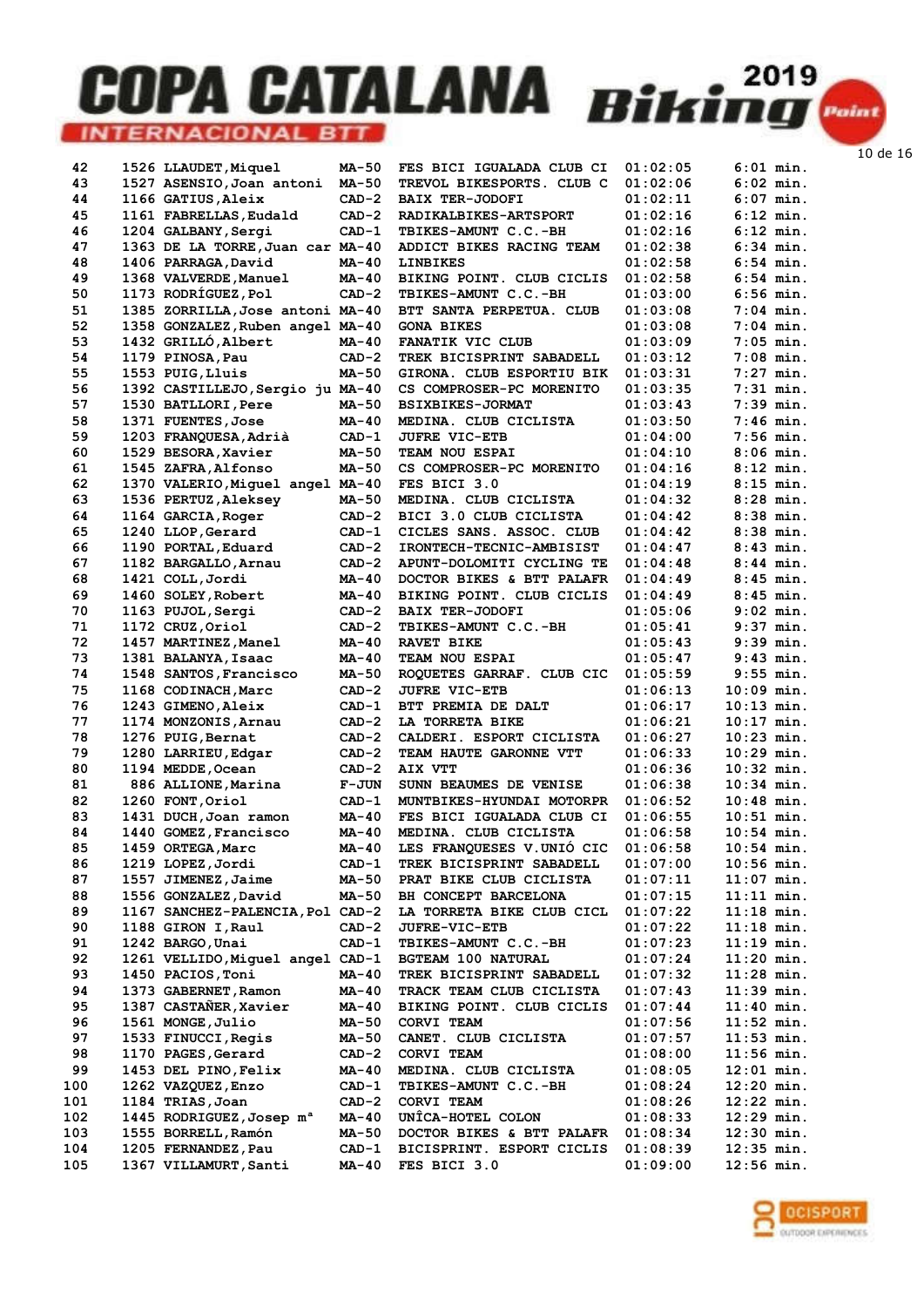# COPA CATALANA INTERNACIONAL BTT 2019 Biking Point

| Pos | Dorsal | Nom | Cat | Equip | Temps | Dif |
|---|---|---|---|---|---|---|
| 42 | 1526 | LLAUDET,Miquel | MA-50 | FES BICI IGUALADA CLUB CI | 01:02:05 | 6:01 min. |
| 43 | 1527 | ASENSIO,Joan antoni | MA-50 | TREVOL BIKESPORTS. CLUB C | 01:02:06 | 6:02 min. |
| 44 | 1166 | GATIUS,Aleix | CAD-2 | BAIX TER-JODOFI | 01:02:11 | 6:07 min. |
| 45 | 1161 | FABRELLAS,Eudald | CAD-2 | RADIKALBIKES-ARTSPORT | 01:02:16 | 6:12 min. |
| 46 | 1204 | GALBANY,Sergi | CAD-1 | TBIKES-AMUNT C.C.-BH | 01:02:16 | 6:12 min. |
| 47 | 1363 | DE LA TORRE,Juan car | MA-40 | ADDICT BIKES RACING TEAM | 01:02:38 | 6:34 min. |
| 48 | 1406 | PARRAGA,David | MA-40 | LINBIKES | 01:02:58 | 6:54 min. |
| 49 | 1368 | VALVERDE,Manuel | MA-40 | BIKING POINT. CLUB CICLIS | 01:02:58 | 6:54 min. |
| 50 | 1173 | RODRÍGUEZ,Pol | CAD-2 | TBIKES-AMUNT C.C.-BH | 01:03:00 | 6:56 min. |
| 51 | 1385 | ZORRILLA,Jose antoni | MA-40 | BTT SANTA PERPETUA. CLUB | 01:03:08 | 7:04 min. |
| 52 | 1358 | GONZALEZ,Ruben angel | MA-40 | GONA BIKES | 01:03:08 | 7:04 min. |
| 53 | 1432 | GRILLÓ,Albert | MA-40 | FANATIK VIC CLUB | 01:03:09 | 7:05 min. |
| 54 | 1179 | PINOSA,Pau | CAD-2 | TREK BICISPRINT SABADELL | 01:03:12 | 7:08 min. |
| 55 | 1553 | PUIG,Lluis | MA-50 | GIRONA. CLUB ESPORTIU BIK | 01:03:31 | 7:27 min. |
| 56 | 1392 | CASTILLEJO,Sergio ju | MA-40 | CS COMPROSER-PC MORENITO | 01:03:35 | 7:31 min. |
| 57 | 1530 | BATLLORI,Pere | MA-50 | BSIXBIKES-JORMAT | 01:03:43 | 7:39 min. |
| 58 | 1371 | FUENTES,Jose | MA-40 | MEDINA. CLUB CICLISTA | 01:03:50 | 7:46 min. |
| 59 | 1203 | FRANQUESA,Adrià | CAD-1 | JUFRE VIC-ETB | 01:04:00 | 7:56 min. |
| 60 | 1529 | BESORA,Xavier | MA-50 | TEAM NOU ESPAI | 01:04:10 | 8:06 min. |
| 61 | 1545 | ZAFRA,Alfonso | MA-50 | CS COMPROSER-PC MORENITO | 01:04:16 | 8:12 min. |
| 62 | 1370 | VALERIO,Miguel angel | MA-40 | FES BICI 3.0 | 01:04:19 | 8:15 min. |
| 63 | 1536 | PERTUZ,Aleksey | MA-50 | MEDINA. CLUB CICLISTA | 01:04:32 | 8:28 min. |
| 64 | 1164 | GARCIA,Roger | CAD-2 | BICI 3.0 CLUB CICLISTA | 01:04:42 | 8:38 min. |
| 65 | 1240 | LLOP,Gerard | CAD-1 | CICLES SANS. ASSOC. CLUB | 01:04:42 | 8:38 min. |
| 66 | 1190 | PORTAL,Eduard | CAD-2 | IRONTECH-TECNIC-AMBISIST | 01:04:47 | 8:43 min. |
| 67 | 1182 | BARGALLO,Arnau | CAD-2 | APUNT-DOLOMITI CYCLING TE | 01:04:48 | 8:44 min. |
| 68 | 1421 | COLL,Jordi | MA-40 | DOCTOR BIKES & BTT PALAFR | 01:04:49 | 8:45 min. |
| 69 | 1460 | SOLEY,Robert | MA-40 | BIKING POINT. CLUB CICLIS | 01:04:49 | 8:45 min. |
| 70 | 1163 | PUJOL,Sergi | CAD-2 | BAIX TER-JODOFI | 01:05:06 | 9:02 min. |
| 71 | 1172 | CRUZ,Oriol | CAD-2 | TBIKES-AMUNT C.C.-BH | 01:05:41 | 9:37 min. |
| 72 | 1457 | MARTINEZ,Manel | MA-40 | RAVET BIKE | 01:05:43 | 9:39 min. |
| 73 | 1381 | BALANYA,Isaac | MA-40 | TEAM NOU ESPAI | 01:05:47 | 9:43 min. |
| 74 | 1548 | SANTOS,Francisco | MA-50 | ROQUETES GARRAF. CLUB CIC | 01:05:59 | 9:55 min. |
| 75 | 1168 | CODINACH,Marc | CAD-2 | JUFRE VIC-ETB | 01:06:13 | 10:09 min. |
| 76 | 1243 | GIMENO,Aleix | CAD-1 | BTT PREMIA DE DALT | 01:06:17 | 10:13 min. |
| 77 | 1174 | MONZONIS,Arnau | CAD-2 | LA TORRETA BIKE | 01:06:21 | 10:17 min. |
| 78 | 1276 | PUIG,Bernat | CAD-2 | CALDERI. ESPORT CICLISTA | 01:06:27 | 10:23 min. |
| 79 | 1280 | LARRIEU,Edgar | CAD-2 | TEAM HAUTE GARONNE VTT | 01:06:33 | 10:29 min. |
| 80 | 1194 | MEDDE,Ocean | CAD-2 | AIX VTT | 01:06:36 | 10:32 min. |
| 81 | 886 | ALLIONE,Marina | F-JUN | SUNN BEAUMES DE VENISE | 01:06:38 | 10:34 min. |
| 82 | 1260 | FONT,Oriol | CAD-1 | MUNTBIKES-HYUNDAI MOTORPR | 01:06:52 | 10:48 min. |
| 83 | 1431 | DUCH,Joan ramon | MA-40 | FES BICI IGUALADA CLUB CI | 01:06:55 | 10:51 min. |
| 84 | 1440 | GOMEZ,Francisco | MA-40 | MEDINA. CLUB CICLISTA | 01:06:58 | 10:54 min. |
| 85 | 1459 | ORTEGA,Marc | MA-40 | LES FRANQUESES V.UNIÓ CIC | 01:06:58 | 10:54 min. |
| 86 | 1219 | LOPEZ,Jordi | CAD-1 | TREK BICISPRINT SABADELL | 01:07:00 | 10:56 min. |
| 87 | 1557 | JIMENEZ,Jaime | MA-50 | PRAT BIKE CLUB CICLISTA | 01:07:11 | 11:07 min. |
| 88 | 1556 | GONZALEZ,David | MA-50 | BH CONCEPT BARCELONA | 01:07:15 | 11:11 min. |
| 89 | 1167 | SANCHEZ-PALENCIA,Pol | CAD-2 | LA TORRETA BIKE CLUB CICL | 01:07:22 | 11:18 min. |
| 90 | 1188 | GIRON I,Raul | CAD-2 | JUFRE-VIC-ETB | 01:07:22 | 11:18 min. |
| 91 | 1242 | BARGO,Unai | CAD-1 | TBIKES-AMUNT C.C.-BH | 01:07:23 | 11:19 min. |
| 92 | 1261 | VELLIDO,Miguel angel | CAD-1 | BGTEAM 100 NATURAL | 01:07:24 | 11:20 min. |
| 93 | 1450 | PACIOS,Toni | MA-40 | TREK BICISPRINT SABADELL | 01:07:32 | 11:28 min. |
| 94 | 1373 | GABERNET,Ramon | MA-40 | TRACK TEAM CLUB CICLISTA | 01:07:43 | 11:39 min. |
| 95 | 1387 | CASTAÑER,Xavier | MA-40 | BIKING POINT. CLUB CICLIS | 01:07:44 | 11:40 min. |
| 96 | 1561 | MONGE,Julio | MA-50 | CORVI TEAM | 01:07:56 | 11:52 min. |
| 97 | 1533 | FINUCCI,Regis | MA-50 | CANET. CLUB CICLISTA | 01:07:57 | 11:53 min. |
| 98 | 1170 | PAGES,Gerard | CAD-2 | CORVI TEAM | 01:08:00 | 11:56 min. |
| 99 | 1453 | DEL PINO,Felix | MA-40 | MEDINA. CLUB CICLISTA | 01:08:05 | 12:01 min. |
| 100 | 1262 | VAZQUEZ,Enzo | CAD-1 | TBIKES-AMUNT C.C.-BH | 01:08:24 | 12:20 min. |
| 101 | 1184 | TRIAS,Joan | CAD-2 | CORVI TEAM | 01:08:26 | 12:22 min. |
| 102 | 1445 | RODRIGUEZ,Josep mª | MA-40 | UNÎCA-HOTEL COLON | 01:08:33 | 12:29 min. |
| 103 | 1555 | BORRELL,Ramón | MA-50 | DOCTOR BIKES & BTT PALAFR | 01:08:34 | 12:30 min. |
| 104 | 1205 | FERNANDEZ,Pau | CAD-1 | BICISPRINT. ESPORT CICLIS | 01:08:39 | 12:35 min. |
| 105 | 1367 | VILLAMURT,Santi | MA-40 | FES BICI 3.0 | 01:09:00 | 12:56 min. |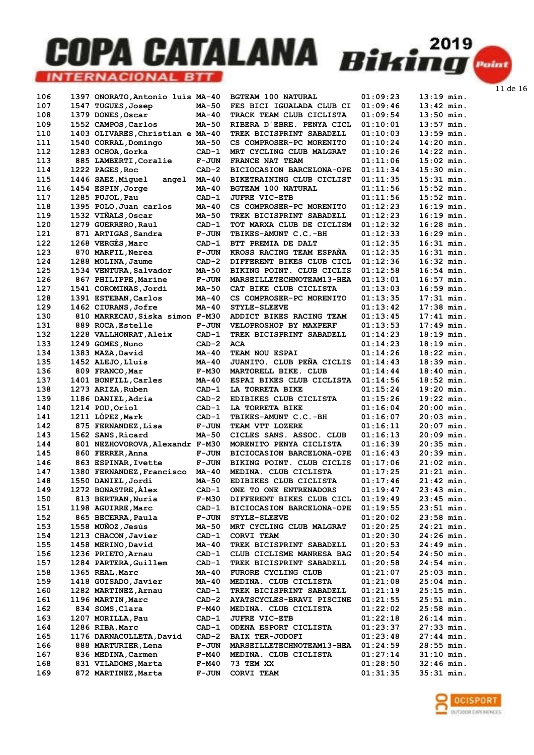# COPA CATALANA INTERNACIONAL BTT 2019 Biking Point

| Pos. | Dorsal | Nom | Cat. | Equip | Temps | Dif. |
|---|---|---|---|---|---|---|
| 106 | 1397 | ONORATO,Antonio luís | MA-40 | BGTEAM 100 NATURAL | 01:09:23 | 13:19 min. |
| 107 | 1547 | TUGUES,Josep | MA-50 | FES BICI IGUALADA CLUB CI | 01:09:46 | 13:42 min. |
| 108 | 1379 | DONES,Oscar | MA-40 | TRACK TEAM CLUB CICLISTA | 01:09:54 | 13:50 min. |
| 109 | 1552 | CAMPOS,Carlos | MA-50 | RIBERA D´EBRE. PENYA CICL | 01:10:01 | 13:57 min. |
| 110 | 1403 | OLIVARES,Christian e | MA-40 | TREK BICISPRINT SABADELL | 01:10:03 | 13:59 min. |
| 111 | 1540 | CORRAL,Domingo | MA-50 | CS COMPROSER-PC MORENITO | 01:10:24 | 14:20 min. |
| 112 | 1283 | OCHOA,Gorka | CAD-1 | MRT CYCLING CLUB MALGRAT | 01:10:26 | 14:22 min. |
| 113 | 885 | LAMBERTI,Coralie | F-JUN | FRANCE NAT TEAM | 01:11:06 | 15:02 min. |
| 114 | 1222 | PAGES,Roc | CAD-2 | BICIOCASION BARCELONA-OPE | 01:11:34 | 15:30 min. |
| 115 | 1446 | SAEZ,Miguel angel | MA-40 | BIKETRAINING CLUB CICLIST | 01:11:35 | 15:31 min. |
| 116 | 1454 | ESPIN,Jorge | MA-40 | BGTEAM 100 NATURAL | 01:11:56 | 15:52 min. |
| 117 | 1285 | PUJOL,Pau | CAD-1 | JUFRE VIC-ETB | 01:11:56 | 15:52 min. |
| 118 | 1395 | POLO,Juan carlos | MA-40 | CS COMPROSER-PC MORENITO | 01:12:23 | 16:19 min. |
| 119 | 1532 | VIÑALS,Oscar | MA-50 | TREK BICISPRINT SABADELL | 01:12:23 | 16:19 min. |
| 120 | 1279 | GUERRERO,Raul | CAD-1 | TOT MARXA CLUB DE CICLISM | 01:12:32 | 16:28 min. |
| 121 | 871 | ARTIGAS,Sandra | F-JUN | TBIKES-AMUNT C.C.-BH | 01:12:33 | 16:29 min. |
| 122 | 1268 | VERGÉS,Marc | CAD-1 | BTT PREMIA DE DALT | 01:12:35 | 16:31 min. |
| 123 | 870 | MARFIL,Nerea | F-JUN | KROSS RACING TEAM ESPAÑA | 01:12:35 | 16:31 min. |
| 124 | 1288 | MOLINA,Jaume | CAD-2 | DIFFERENT BIKES CLUB CICL | 01:12:36 | 16:32 min. |
| 125 | 1534 | VENTURA,Salvador | MA-50 | BIKING POINT. CLUB CICLIS | 01:12:58 | 16:54 min. |
| 126 | 867 | PHILIPPE,Marine | F-JUN | MARSEILLETECHNOTEAM13-HEA | 01:13:01 | 16:57 min. |
| 127 | 1541 | COROMINAS,Jordi | MA-50 | CAT BIKE CLUB CICLISTA | 01:13:03 | 16:59 min. |
| 128 | 1391 | ESTEBAN,Carlos | MA-40 | CS COMPROSER-PC MORENITO | 01:13:35 | 17:31 min. |
| 129 | 1462 | CIURANS,Jofre | MA-40 | STYLE-SLEEVE | 01:13:42 | 17:38 min. |
| 130 | 810 | MARRECAU,Siska simon | F-M30 | ADDICT BIKES RACING TEAM | 01:13:45 | 17:41 min. |
| 131 | 889 | ROCA,Estelle | F-JUN | VELOPROSHOP BY MAXPERF | 01:13:53 | 17:49 min. |
| 132 | 1228 | VALLHONRAT,Aleix | CAD-1 | TREK BICISPRINT SABADELL | 01:14:23 | 18:19 min. |
| 133 | 1249 | GOMES,Nuno | CAD-2 | ACA | 01:14:23 | 18:19 min. |
| 134 | 1383 | MAZA,David | MA-40 | TEAM NOU ESPAI | 01:14:26 | 18:22 min. |
| 135 | 1452 | ALEJO,Lluís | MA-40 | JUANITO. CLUB PEÑA CICLIS | 01:14:43 | 18:39 min. |
| 136 | 809 | FRANCO,Mar | F-M30 | MARTORELL BIKE. CLUB | 01:14:44 | 18:40 min. |
| 137 | 1401 | BONFILL,Carles | MA-40 | ESPAI BIKES CLUB CICLISTA | 01:14:56 | 18:52 min. |
| 138 | 1273 | ARIZA,Ruben | CAD-1 | LA TORRETA BIKE | 01:15:24 | 19:20 min. |
| 139 | 1186 | DANIEL,Adria | CAD-2 | EDIBIKES CLUB CICLISTA | 01:15:26 | 19:22 min. |
| 140 | 1214 | POU,Oriol | CAD-1 | LA TORRETA BIKE | 01:16:04 | 20:00 min. |
| 141 | 1211 | LÓPEZ,Mark | CAD-1 | TBIKES-AMUNT C.C.-BH | 01:16:07 | 20:03 min. |
| 142 | 875 | FERNANDEZ,Lisa | F-JUN | TEAM VTT LOZERE | 01:16:11 | 20:07 min. |
| 143 | 1562 | SANS,Ricard | MA-50 | CICLES SANS. ASSOC. CLUB | 01:16:13 | 20:09 min. |
| 144 | 801 | NEZHOVOROVA,Alexandr | F-M30 | MORENITO PENYA CICLISTA | 01:16:39 | 20:35 min. |
| 145 | 860 | FERRER,Anna | F-JUN | BICIOCASION BARCELONA-OPE | 01:16:43 | 20:39 min. |
| 146 | 863 | ESPINAR,Ivette | F-JUN | BIKING POINT. CLUB CICLIS | 01:17:06 | 21:02 min. |
| 147 | 1380 | FERNANDEZ,Francisco | MA-40 | MEDINA. CLUB CICLISTA | 01:17:25 | 21:21 min. |
| 148 | 1550 | DANIEL,Jordi | MA-50 | EDIBIKES CLUB CICLISTA | 01:17:46 | 21:42 min. |
| 149 | 1272 | BONASTRE,Àlex | CAD-1 | ONE TO ONE ENTRENADORS | 01:19:47 | 23:43 min. |
| 150 | 813 | BERTRAN,Nuria | F-M30 | DIFFERENT BIKES CLUB CICL | 01:19:49 | 23:45 min. |
| 151 | 1198 | AGUIRRE,Marc | CAD-1 | BICIOCASION BARCELONA-OPE | 01:19:55 | 23:51 min. |
| 152 | 865 | BECERRA,Paula | F-JUN | STYLE-SLEEVE | 01:20:02 | 23:58 min. |
| 153 | 1558 | MUÑOZ,Jesús | MA-50 | MRT CYCLING CLUB MALGRAT | 01:20:25 | 24:21 min. |
| 154 | 1213 | CHACON,Javier | CAD-1 | CORVI TEAM | 01:20:30 | 24:26 min. |
| 155 | 1458 | MERINO,David | MA-40 | TREK BICISPRINT SABADELL | 01:20:53 | 24:49 min. |
| 156 | 1236 | PRIETO,Arnau | CAD-1 | CLUB CICLISME MANRESA BAG | 01:20:54 | 24:50 min. |
| 157 | 1284 | PARTERA,Guillem | CAD-1 | TREK BICISPRINT SABADELL | 01:20:58 | 24:54 min. |
| 158 | 1365 | REAL,Marc | MA-40 | FURORE CYCLING CLUB | 01:21:07 | 25:03 min. |
| 159 | 1418 | GUISADO,Javier | MA-40 | MEDINA. CLUB CICLISTA | 01:21:08 | 25:04 min. |
| 160 | 1282 | MARTINEZ,Arnau | CAD-1 | TREK BICISPRINT SABADELL | 01:21:19 | 25:15 min. |
| 161 | 1196 | MARTIN,Marc | CAD-2 | AYATSCYCLES-BRAVI PISCINE | 01:21:55 | 25:51 min. |
| 162 | 834 | SOMS,Clara | F-M40 | MEDINA. CLUB CICLISTA | 01:22:02 | 25:58 min. |
| 163 | 1207 | MORILLA,Pau | CAD-1 | JUFRE VIC-ETB | 01:22:18 | 26:14 min. |
| 164 | 1286 | RIBA,Marc | CAD-1 | ODENA ESPORT CICLISTA | 01:23:37 | 27:33 min. |
| 165 | 1176 | DARNACULLETA,David | CAD-2 | BAIX TER-JODOFI | 01:23:48 | 27:44 min. |
| 166 | 888 | MARTURIER,Lena | F-JUN | MARSEILLETECHNOTEAM13-HEA | 01:24:59 | 28:55 min. |
| 167 | 836 | MEDINA,Carmen | F-M40 | MEDINA. CLUB CICLISTA | 01:27:14 | 31:10 min. |
| 168 | 831 | VILADOMS,Marta | F-M40 | 73 TEM XX | 01:28:50 | 32:46 min. |
| 169 | 872 | MARTINEZ,Marta | F-JUN | CORVI TEAM | 01:31:35 | 35:31 min. |

OCISPORT OUTDOOR EXPERIENCES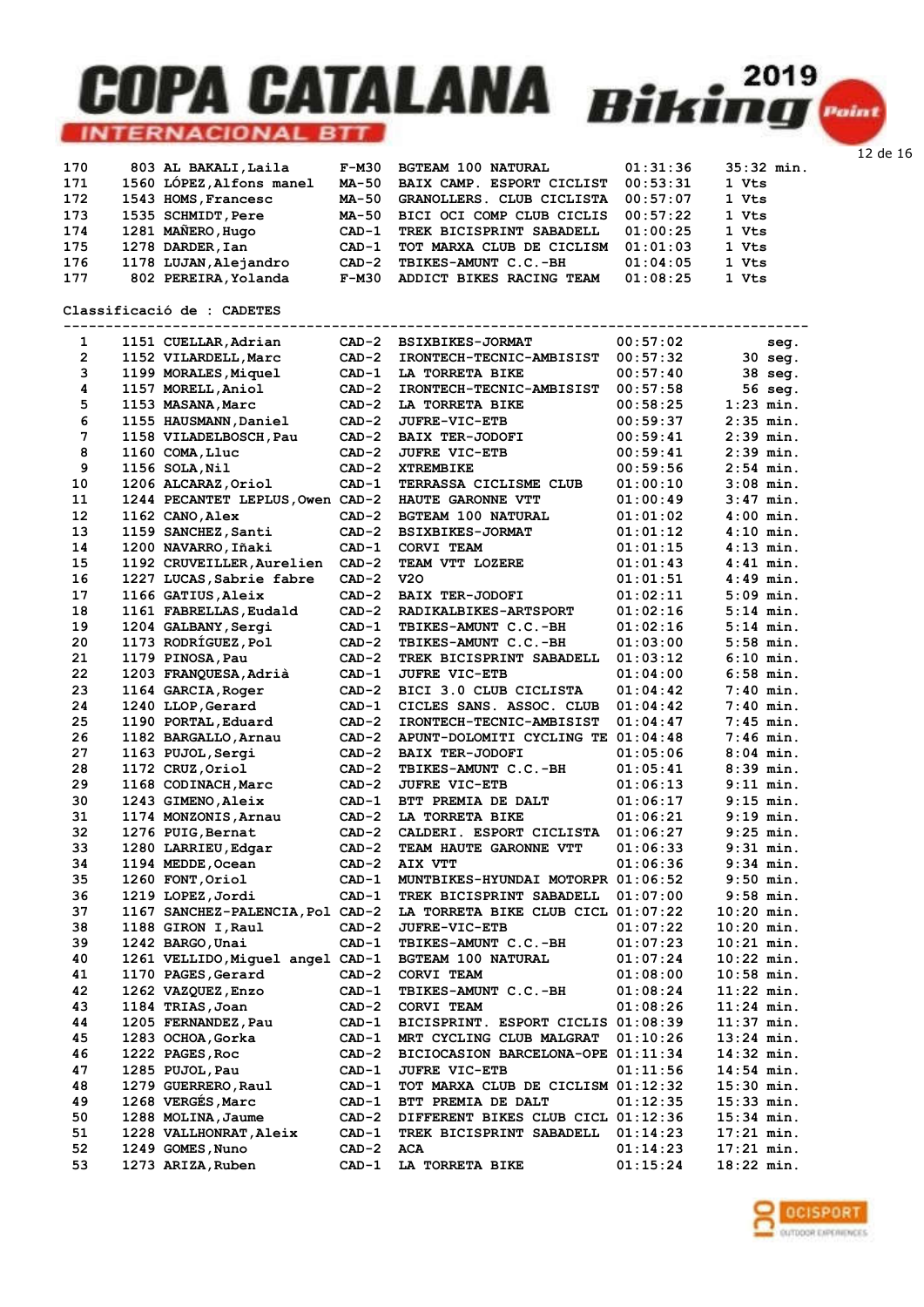| | | | | | | |
|---|---|---|---|---|---|---|
| 170 | 803 | AL BAKALI,Laila | F-M30 | BGTEAM 100 NATURAL | 01:31:36 | 35:32 min. |
| 171 | 1560 | LÓPEZ,Alfons manel | MA-50 | BAIX CAMP. ESPORT CICLIST | 00:53:31 | 1 Vts |
| 172 | 1543 | HOMS,Francesc | MA-50 | GRANOLLERS. CLUB CICLISTA | 00:57:07 | 1 Vts |
| 173 | 1535 | SCHMIDT,Pere | MA-50 | BICI OCI COMP CLUB CICLIS | 00:57:22 | 1 Vts |
| 174 | 1281 | MAÑERO,Hugo | CAD-1 | TREK BICISPRINT SABADELL | 01:00:25 | 1 Vts |
| 175 | 1278 | DARDER,Ian | CAD-1 | TOT MARXA CLUB DE CICLISM | 01:01:03 | 1 Vts |
| 176 | 1178 | LUJAN,Alejandro | CAD-2 | TBIKES-AMUNT C.C.-BH | 01:04:05 | 1 Vts |
| 177 | 802 | PEREIRA,Yolanda | F-M30 | ADDICT BIKES RACING TEAM | 01:08:25 | 1 Vts |

Classificació de : CADETES

| | | | | | | |
|---|---|---|---|---|---|---|
| 1 | 1151 | CUELLAR,Adrian | CAD-2 | BSIXBIKES-JORMAT | 00:57:02 | seg. |
| 2 | 1152 | VILARDELL,Marc | CAD-2 | IRONTECH-TECNIC-AMBISIST | 00:57:32 | 30 seg. |
| 3 | 1199 | MORALES,Miquel | CAD-1 | LA TORRETA BIKE | 00:57:40 | 38 seg. |
| 4 | 1157 | MORELL,Aniol | CAD-2 | IRONTECH-TECNIC-AMBISIST | 00:57:58 | 56 seg. |
| 5 | 1153 | MASANA,Marc | CAD-2 | LA TORRETA BIKE | 00:58:25 | 1:23 min. |
| 6 | 1155 | HAUSMANN,Daniel | CAD-2 | JUFRE-VIC-ETB | 00:59:37 | 2:35 min. |
| 7 | 1158 | VILADELBOSCH,Pau | CAD-2 | BAIX TER-JODOFI | 00:59:41 | 2:39 min. |
| 8 | 1160 | COMA,Lluc | CAD-2 | JUFRE VIC-ETB | 00:59:41 | 2:39 min. |
| 9 | 1156 | SOLA,Nil | CAD-2 | XTREMBIKE | 00:59:56 | 2:54 min. |
| 10 | 1206 | ALCARAZ,Oriol | CAD-1 | TERRASSA CICLISME CLUB | 01:00:10 | 3:08 min. |
| 11 | 1244 | PECANTET LEPLUS,Owen | CAD-2 | HAUTE GARONNE VTT | 01:00:49 | 3:47 min. |
| 12 | 1162 | CANO,Alex | CAD-2 | BGTEAM 100 NATURAL | 01:01:02 | 4:00 min. |
| 13 | 1159 | SANCHEZ,Santi | CAD-2 | BSIXBIKES-JORMAT | 01:01:12 | 4:10 min. |
| 14 | 1200 | NAVARRO,Iñaki | CAD-1 | CORVI TEAM | 01:01:15 | 4:13 min. |
| 15 | 1192 | CRUVEILLER,Aurelien | CAD-2 | TEAM VTT LOZERE | 01:01:43 | 4:41 min. |
| 16 | 1227 | LUCAS,Sabrie fabre | CAD-2 | V2O | 01:01:51 | 4:49 min. |
| 17 | 1166 | GATIUS,Aleix | CAD-2 | BAIX TER-JODOFI | 01:02:11 | 5:09 min. |
| 18 | 1161 | FABRELLAS,Eudald | CAD-2 | RADIKALBIKES-ARTSPORT | 01:02:16 | 5:14 min. |
| 19 | 1204 | GALBANY,Sergi | CAD-1 | TBIKES-AMUNT C.C.-BH | 01:02:16 | 5:14 min. |
| 20 | 1173 | RODRÍGUEZ,Pol | CAD-2 | TBIKES-AMUNT C.C.-BH | 01:03:00 | 5:58 min. |
| 21 | 1179 | PINOSA,Pau | CAD-2 | TREK BICISPRINT SABADELL | 01:03:12 | 6:10 min. |
| 22 | 1203 | FRANQUESA,Adrià | CAD-1 | JUFRE VIC-ETB | 01:04:00 | 6:58 min. |
| 23 | 1164 | GARCIA,Roger | CAD-2 | BICI 3.0 CLUB CICLISTA | 01:04:42 | 7:40 min. |
| 24 | 1240 | LLOP,Gerard | CAD-1 | CICLES SANS. ASSOC. CLUB | 01:04:42 | 7:40 min. |
| 25 | 1190 | PORTAL,Eduard | CAD-2 | IRONTECH-TECNIC-AMBISIST | 01:04:47 | 7:45 min. |
| 26 | 1182 | BARGALLO,Arnau | CAD-2 | APUNT-DOLOMITI CYCLING TE | 01:04:48 | 7:46 min. |
| 27 | 1163 | PUJOL,Sergi | CAD-2 | BAIX TER-JODOFI | 01:05:06 | 8:04 min. |
| 28 | 1172 | CRUZ,Oriol | CAD-2 | TBIKES-AMUNT C.C.-BH | 01:05:41 | 8:39 min. |
| 29 | 1168 | CODINACH,Marc | CAD-2 | JUFRE VIC-ETB | 01:06:13 | 9:11 min. |
| 30 | 1243 | GIMENO,Aleix | CAD-1 | BTT PREMIA DE DALT | 01:06:17 | 9:15 min. |
| 31 | 1174 | MONZONIS,Arnau | CAD-2 | LA TORRETA BIKE | 01:06:21 | 9:19 min. |
| 32 | 1276 | PUIG,Bernat | CAD-2 | CALDERI. ESPORT CICLISTA | 01:06:27 | 9:25 min. |
| 33 | 1280 | LARRIEU,Edgar | CAD-2 | TEAM HAUTE GARONNE VTT | 01:06:33 | 9:31 min. |
| 34 | 1194 | MEDDE,Ocean | CAD-2 | AIX VTT | 01:06:36 | 9:34 min. |
| 35 | 1260 | FONT,Oriol | CAD-1 | MUNTBIKES-HYUNDAI MOTORPR | 01:06:52 | 9:50 min. |
| 36 | 1219 | LOPEZ,Jordi | CAD-1 | TREK BICISPRINT SABADELL | 01:07:00 | 9:58 min. |
| 37 | 1167 | SANCHEZ-PALENCIA,Pol | CAD-2 | LA TORRETA BIKE CLUB CICL | 01:07:22 | 10:20 min. |
| 38 | 1188 | GIRON I,Raul | CAD-2 | JUFRE-VIC-ETB | 01:07:22 | 10:20 min. |
| 39 | 1242 | BARGO,Unai | CAD-1 | TBIKES-AMUNT C.C.-BH | 01:07:23 | 10:21 min. |
| 40 | 1261 | VELLIDO,Miguel angel | CAD-1 | BGTEAM 100 NATURAL | 01:07:24 | 10:22 min. |
| 41 | 1170 | PAGES,Gerard | CAD-2 | CORVI TEAM | 01:08:00 | 10:58 min. |
| 42 | 1262 | VAZQUEZ,Enzo | CAD-1 | TBIKES-AMUNT C.C.-BH | 01:08:24 | 11:22 min. |
| 43 | 1184 | TRIAS,Joan | CAD-2 | CORVI TEAM | 01:08:26 | 11:24 min. |
| 44 | 1205 | FERNANDEZ,Pau | CAD-1 | BICISPRINT. ESPORT CICLIS | 01:08:39 | 11:37 min. |
| 45 | 1283 | OCHOA,Gorka | CAD-1 | MRT CYCLING CLUB MALGRAT | 01:10:26 | 13:24 min. |
| 46 | 1222 | PAGES,Roc | CAD-2 | BICIOCASION BARCELONA-OPE | 01:11:34 | 14:32 min. |
| 47 | 1285 | PUJOL,Pau | CAD-1 | JUFRE VIC-ETB | 01:11:56 | 14:54 min. |
| 48 | 1279 | GUERRERO,Raul | CAD-1 | TOT MARXA CLUB DE CICLISM | 01:12:32 | 15:30 min. |
| 49 | 1268 | VERGÉS,Marc | CAD-1 | BTT PREMIA DE DALT | 01:12:35 | 15:33 min. |
| 50 | 1288 | MOLINA,Jaume | CAD-2 | DIFFERENT BIKES CLUB CICL | 01:12:36 | 15:34 min. |
| 51 | 1228 | VALLHONRAT,Aleix | CAD-1 | TREK BICISPRINT SABADELL | 01:14:23 | 17:21 min. |
| 52 | 1249 | GOMES,Nuno | CAD-2 | ACA | 01:14:23 | 17:21 min. |
| 53 | 1273 | ARIZA,Ruben | CAD-1 | LA TORRETA BIKE | 01:15:24 | 18:22 min. |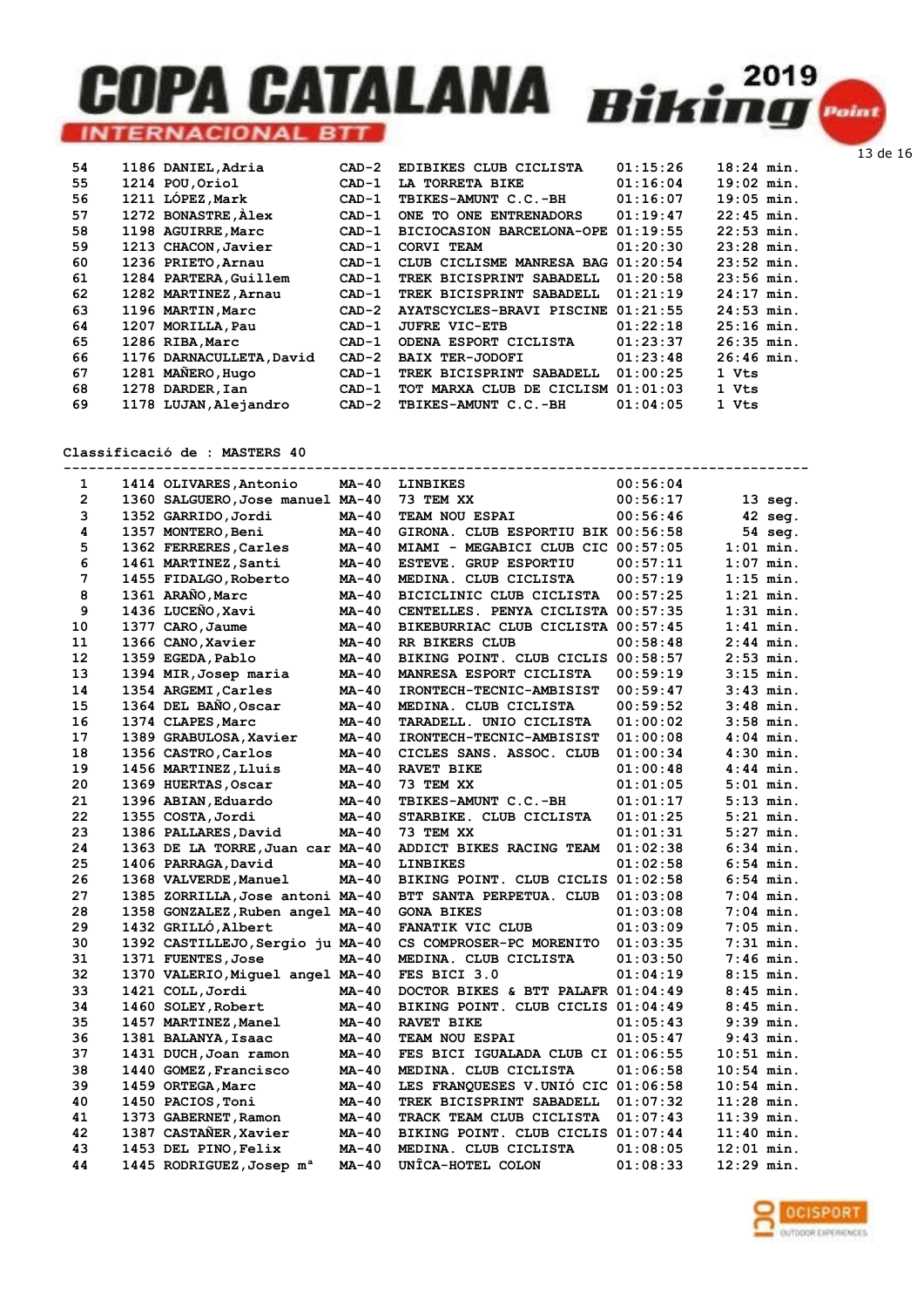| | | | | | | |
|---|---|---|---|---|---|---|
| 54 | 1186 | DANIEL,Adria | CAD-2 | EDIBIKES CLUB CICLISTA | 01:15:26 | 18:24 min. |
| 55 | 1214 | POU,Oriol | CAD-1 | LA TORRETA BIKE | 01:16:04 | 19:02 min. |
| 56 | 1211 | LÓPEZ,Mark | CAD-1 | TBIKES-AMUNT C.C.-BH | 01:16:07 | 19:05 min. |
| 57 | 1272 | BONASTRE,Àlex | CAD-1 | ONE TO ONE ENTRENADORS | 01:19:47 | 22:45 min. |
| 58 | 1198 | AGUIRRE,Marc | CAD-1 | BICIOCASION BARCELONA-OPE | 01:19:55 | 22:53 min. |
| 59 | 1213 | CHACON,Javier | CAD-1 | CORVI TEAM | 01:20:30 | 23:28 min. |
| 60 | 1236 | PRIETO,Arnau | CAD-1 | CLUB CICLISME MANRESA BAG | 01:20:54 | 23:52 min. |
| 61 | 1284 | PARTERA,Guillem | CAD-1 | TREK BICISPRINT SABADELL | 01:20:58 | 23:56 min. |
| 62 | 1282 | MARTINEZ,Arnau | CAD-1 | TREK BICISPRINT SABADELL | 01:21:19 | 24:17 min. |
| 63 | 1196 | MARTIN,Marc | CAD-2 | AYATSCYCLES-BRAVI PISCINE | 01:21:55 | 24:53 min. |
| 64 | 1207 | MORILLA,Pau | CAD-1 | JUFRE VIC-ETB | 01:22:18 | 25:16 min. |
| 65 | 1286 | RIBA,Marc | CAD-1 | ODENA ESPORT CICLISTA | 01:23:37 | 26:35 min. |
| 66 | 1176 | DARNACULLETA,David | CAD-2 | BAIX TER-JODOFI | 01:23:48 | 26:46 min. |
| 67 | 1281 | MAÑERO,Hugo | CAD-1 | TREK BICISPRINT SABADELL | 01:00:25 | 1 Vts |
| 68 | 1278 | DARDER,Ian | CAD-1 | TOT MARXA CLUB DE CICLISM | 01:01:03 | 1 Vts |
| 69 | 1178 | LUJAN,Alejandro | CAD-2 | TBIKES-AMUNT C.C.-BH | 01:04:05 | 1 Vts |

Classificació de : MASTERS 40

| | | | | | | |
|---|---|---|---|---|---|---|
| 1 | 1414 | OLIVARES,Antonio | MA-40 | LINBIKES | 00:56:04 | |
| 2 | 1360 | SALGUERO,Jose manuel | MA-40 | 73 TEM XX | 00:56:17 | 13 seg. |
| 3 | 1352 | GARRIDO,Jordi | MA-40 | TEAM NOU ESPAI | 00:56:46 | 42 seg. |
| 4 | 1357 | MONTERO,Beni | MA-40 | GIRONA. CLUB ESPORTIU BIK | 00:56:58 | 54 seg. |
| 5 | 1362 | FERRERES,Carles | MA-40 | MIAMI - MEGABICI CLUB CIC | 00:57:05 | 1:01 min. |
| 6 | 1461 | MARTINEZ,Santi | MA-40 | ESTEVE. GRUP ESPORTIU | 00:57:11 | 1:07 min. |
| 7 | 1455 | FIDALGO,Roberto | MA-40 | MEDINA. CLUB CICLISTA | 00:57:19 | 1:15 min. |
| 8 | 1361 | ARAÑO,Marc | MA-40 | BICICLINIC CLUB CICLISTA | 00:57:25 | 1:21 min. |
| 9 | 1436 | LUCEÑO,Xavi | MA-40 | CENTELLES. PENYA CICLISTA | 00:57:35 | 1:31 min. |
| 10 | 1377 | CARO,Jaume | MA-40 | BIKEBURRIAC CLUB CICLISTA | 00:57:45 | 1:41 min. |
| 11 | 1366 | CANO,Xavier | MA-40 | RR BIKERS CLUB | 00:58:48 | 2:44 min. |
| 12 | 1359 | EGEDA,Pablo | MA-40 | BIKING POINT. CLUB CICLIS | 00:58:57 | 2:53 min. |
| 13 | 1394 | MIR,Josep maria | MA-40 | MANRESA ESPORT CICLISTA | 00:59:19 | 3:15 min. |
| 14 | 1354 | ARGEMI,Carles | MA-40 | IRONTECH-TECNIC-AMBISIST | 00:59:47 | 3:43 min. |
| 15 | 1364 | DEL BAÑO,Oscar | MA-40 | MEDINA. CLUB CICLISTA | 00:59:52 | 3:48 min. |
| 16 | 1374 | CLAPES,Marc | MA-40 | TARADELL. UNIO CICLISTA | 01:00:02 | 3:58 min. |
| 17 | 1389 | GRABULOSA,Xavier | MA-40 | IRONTECH-TECNIC-AMBISIST | 01:00:08 | 4:04 min. |
| 18 | 1356 | CASTRO,Carlos | MA-40 | CICLES SANS. ASSOC. CLUB | 01:00:34 | 4:30 min. |
| 19 | 1456 | MARTINEZ,Lluís | MA-40 | RAVET BIKE | 01:00:48 | 4:44 min. |
| 20 | 1369 | HUERTAS,Oscar | MA-40 | 73 TEM XX | 01:01:05 | 5:01 min. |
| 21 | 1396 | ABIAN,Eduardo | MA-40 | TBIKES-AMUNT C.C.-BH | 01:01:17 | 5:13 min. |
| 22 | 1355 | COSTA,Jordi | MA-40 | STARBIKE. CLUB CICLISTA | 01:01:25 | 5:21 min. |
| 23 | 1386 | PALLARES,David | MA-40 | 73 TEM XX | 01:01:31 | 5:27 min. |
| 24 | 1363 | DE LA TORRE,Juan car | MA-40 | ADDICT BIKES RACING TEAM | 01:02:38 | 6:34 min. |
| 25 | 1406 | PARRAGA,David | MA-40 | LINBIKES | 01:02:58 | 6:54 min. |
| 26 | 1368 | VALVERDE,Manuel | MA-40 | BIKING POINT. CLUB CICLIS | 01:02:58 | 6:54 min. |
| 27 | 1385 | ZORRILLA,Jose antoni | MA-40 | BTT SANTA PERPETUA. CLUB | 01:03:08 | 7:04 min. |
| 28 | 1358 | GONZALEZ,Ruben angel | MA-40 | GONA BIKES | 01:03:08 | 7:04 min. |
| 29 | 1432 | GRILLÓ,Albert | MA-40 | FANATIK VIC CLUB | 01:03:09 | 7:05 min. |
| 30 | 1392 | CASTILLEJO,Sergio ju | MA-40 | CS COMPROSER-PC MORENITO | 01:03:35 | 7:31 min. |
| 31 | 1371 | FUENTES,Jose | MA-40 | MEDINA. CLUB CICLISTA | 01:03:50 | 7:46 min. |
| 32 | 1370 | VALERIO,Miguel angel | MA-40 | FES BICI 3.0 | 01:04:19 | 8:15 min. |
| 33 | 1421 | COLL,Jordi | MA-40 | DOCTOR BIKES & BTT PALAFR | 01:04:49 | 8:45 min. |
| 34 | 1460 | SOLEY,Robert | MA-40 | BIKING POINT. CLUB CICLIS | 01:04:49 | 8:45 min. |
| 35 | 1457 | MARTINEZ,Manel | MA-40 | RAVET BIKE | 01:05:43 | 9:39 min. |
| 36 | 1381 | BALANYA,Isaac | MA-40 | TEAM NOU ESPAI | 01:05:47 | 9:43 min. |
| 37 | 1431 | DUCH,Joan ramon | MA-40 | FES BICI IGUALADA CLUB CI | 01:06:55 | 10:51 min. |
| 38 | 1440 | GOMEZ,Francisco | MA-40 | MEDINA. CLUB CICLISTA | 01:06:58 | 10:54 min. |
| 39 | 1459 | ORTEGA,Marc | MA-40 | LES FRANQUESES V.UNIÓ CIC | 01:06:58 | 10:54 min. |
| 40 | 1450 | PACIOS,Toni | MA-40 | TREK BICISPRINT SABADELL | 01:07:32 | 11:28 min. |
| 41 | 1373 | GABERNET,Ramon | MA-40 | TRACK TEAM CLUB CICLISTA | 01:07:43 | 11:39 min. |
| 42 | 1387 | CASTAÑER,Xavier | MA-40 | BIKING POINT. CLUB CICLIS | 01:07:44 | 11:40 min. |
| 43 | 1453 | DEL PINO,Felix | MA-40 | MEDINA. CLUB CICLISTA | 01:08:05 | 12:01 min. |
| 44 | 1445 | RODRIGUEZ,Josep mª | MA-40 | UNÎCA-HOTEL COLON | 01:08:33 | 12:29 min. |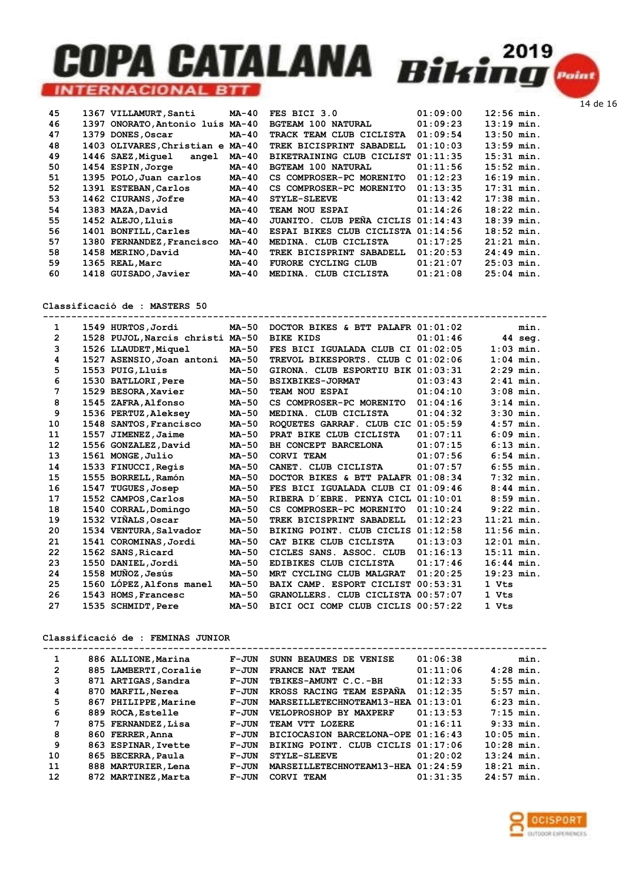| Pos | Dorsal | Nom | Cat | Club | Temps | Dif |
|---|---|---|---|---|---|---|
| 45 | 1367 | VILLAMURT,Santi | MA-40 | FES BICI 3.0 | 01:09:00 | 12:56 min. |
| 46 | 1397 | ONORATO,Antonio luís | MA-40 | BGTEAM 100 NATURAL | 01:09:23 | 13:19 min. |
| 47 | 1379 | DONES,Oscar | MA-40 | TRACK TEAM CLUB CICLISTA | 01:09:54 | 13:50 min. |
| 48 | 1403 | OLIVARES,Christian e | MA-40 | TREK BICISPRINT SABADELL | 01:10:03 | 13:59 min. |
| 49 | 1446 | SAEZ,Miguel angel | MA-40 | BIKETRAINING CLUB CICLIST | 01:11:35 | 15:31 min. |
| 50 | 1454 | ESPIN,Jorge | MA-40 | BGTEAM 100 NATURAL | 01:11:56 | 15:52 min. |
| 51 | 1395 | POLO,Juan carlos | MA-40 | CS COMPROSER-PC MORENITO | 01:12:23 | 16:19 min. |
| 52 | 1391 | ESTEBAN,Carlos | MA-40 | CS COMPROSER-PC MORENITO | 01:13:35 | 17:31 min. |
| 53 | 1462 | CIURANS,Jofre | MA-40 | STYLE-SLEEVE | 01:13:42 | 17:38 min. |
| 54 | 1383 | MAZA,David | MA-40 | TEAM NOU ESPAI | 01:14:26 | 18:22 min. |
| 55 | 1452 | ALEJO,Lluís | MA-40 | JUANITO. CLUB PEÑA CICLIS | 01:14:43 | 18:39 min. |
| 56 | 1401 | BONFILL,Carles | MA-40 | ESPAI BIKES CLUB CICLISTA | 01:14:56 | 18:52 min. |
| 57 | 1380 | FERNANDEZ,Francisco | MA-40 | MEDINA. CLUB CICLISTA | 01:17:25 | 21:21 min. |
| 58 | 1458 | MERINO,David | MA-40 | TREK BICISPRINT SABADELL | 01:20:53 | 24:49 min. |
| 59 | 1365 | REAL,Marc | MA-40 | FURORE CYCLING CLUB | 01:21:07 | 25:03 min. |
| 60 | 1418 | GUISADO,Javier | MA-40 | MEDINA. CLUB CICLISTA | 01:21:08 | 25:04 min. |

## Classificació de : MASTERS 50

| Pos | Dorsal | Nom | Cat | Club | Temps | Dif |
|---|---|---|---|---|---|---|
| 1 | 1549 | HURTOS,Jordi | MA-50 | DOCTOR BIKES & BTT PALAFR | 01:01:02 | min. |
| 2 | 1528 | PUJOL,Narcis christi | MA-50 | BIKE KIDS | 01:01:46 | 44 seg. |
| 3 | 1526 | LLAUDET,Miquel | MA-50 | FES BICI IGUALADA CLUB CI | 01:02:05 | 1:03 min. |
| 4 | 1527 | ASENSIO,Joan antoni | MA-50 | TREVOL BIKESPORTS. CLUB C | 01:02:06 | 1:04 min. |
| 5 | 1553 | PUIG,Lluis | MA-50 | GIRONA. CLUB ESPORTIU BIK | 01:03:31 | 2:29 min. |
| 6 | 1530 | BATLLORI,Pere | MA-50 | BSIXBIKES-JORMAT | 01:03:43 | 2:41 min. |
| 7 | 1529 | BESORA,Xavier | MA-50 | TEAM NOU ESPAI | 01:04:10 | 3:08 min. |
| 8 | 1545 | ZAFRA,Alfonso | MA-50 | CS COMPROSER-PC MORENITO | 01:04:16 | 3:14 min. |
| 9 | 1536 | PERTUZ,Aleksey | MA-50 | MEDINA. CLUB CICLISTA | 01:04:32 | 3:30 min. |
| 10 | 1548 | SANTOS,Francisco | MA-50 | ROQUETES GARRAF. CLUB CIC | 01:05:59 | 4:57 min. |
| 11 | 1557 | JIMENEZ,Jaime | MA-50 | PRAT BIKE CLUB CICLISTA | 01:07:11 | 6:09 min. |
| 12 | 1556 | GONZALEZ,David | MA-50 | BH CONCEPT BARCELONA | 01:07:15 | 6:13 min. |
| 13 | 1561 | MONGE,Julio | MA-50 | CORVI TEAM | 01:07:56 | 6:54 min. |
| 14 | 1533 | FINUCCI,Regis | MA-50 | CANET. CLUB CICLISTA | 01:07:57 | 6:55 min. |
| 15 | 1555 | BORRELL,Ramón | MA-50 | DOCTOR BIKES & BTT PALAFR | 01:08:34 | 7:32 min. |
| 16 | 1547 | TUGUES,Josep | MA-50 | FES BICI IGUALADA CLUB CI | 01:09:46 | 8:44 min. |
| 17 | 1552 | CAMPOS,Carlos | MA-50 | RIBERA D´EBRE. PENYA CICL | 01:10:01 | 8:59 min. |
| 18 | 1540 | CORRAL,Domingo | MA-50 | CS COMPROSER-PC MORENITO | 01:10:24 | 9:22 min. |
| 19 | 1532 | VIÑALS,Oscar | MA-50 | TREK BICISPRINT SABADELL | 01:12:23 | 11:21 min. |
| 20 | 1534 | VENTURA,Salvador | MA-50 | BIKING POINT. CLUB CICLIS | 01:12:58 | 11:56 min. |
| 21 | 1541 | COROMINAS,Jordi | MA-50 | CAT BIKE CLUB CICLISTA | 01:13:03 | 12:01 min. |
| 22 | 1562 | SANS,Ricard | MA-50 | CICLES SANS. ASSOC. CLUB | 01:16:13 | 15:11 min. |
| 23 | 1550 | DANIEL,Jordi | MA-50 | EDIBIKES CLUB CICLISTA | 01:17:46 | 16:44 min. |
| 24 | 1558 | MUÑOZ,Jesús | MA-50 | MRT CYCLING CLUB MALGRAT | 01:20:25 | 19:23 min. |
| 25 | 1560 | LÓPEZ,Alfons manel | MA-50 | BAIX CAMP. ESPORT CICLIST | 00:53:31 | 1 Vts |
| 26 | 1543 | HOMS,Francesc | MA-50 | GRANOLLERS. CLUB CICLISTA | 00:57:07 | 1 Vts |
| 27 | 1535 | SCHMIDT,Pere | MA-50 | BICI OCI COMP CLUB CICLIS | 00:57:22 | 1 Vts |

## Classificació de : FEMINAS JUNIOR

| Pos | Dorsal | Nom | Cat | Club | Temps | Dif |
|---|---|---|---|---|---|---|
| 1 | 886 | ALLIONE,Marina | F-JUN | SUNN BEAUMES DE VENISE | 01:06:38 | min. |
| 2 | 885 | LAMBERTI,Coralie | F-JUN | FRANCE NAT TEAM | 01:11:06 | 4:28 min. |
| 3 | 871 | ARTIGAS,Sandra | F-JUN | TBIKES-AMUNT C.C.-BH | 01:12:33 | 5:55 min. |
| 4 | 870 | MARFIL,Nerea | F-JUN | KROSS RACING TEAM ESPAÑA | 01:12:35 | 5:57 min. |
| 5 | 867 | PHILIPPE,Marine | F-JUN | MARSEILLETECHNOTEAM13-HEA | 01:13:01 | 6:23 min. |
| 6 | 889 | ROCA,Estelle | F-JUN | VELOPROSHOP BY MAXPERF | 01:13:53 | 7:15 min. |
| 7 | 875 | FERNANDEZ,Lisa | F-JUN | TEAM VTT LOZERE | 01:16:11 | 9:33 min. |
| 8 | 860 | FERRER,Anna | F-JUN | BICIOCASION BARCELONA-OPE | 01:16:43 | 10:05 min. |
| 9 | 863 | ESPINAR,Ivette | F-JUN | BIKING POINT. CLUB CICLIS | 01:17:06 | 10:28 min. |
| 10 | 865 | BECERRA,Paula | F-JUN | STYLE-SLEEVE | 01:20:02 | 13:24 min. |
| 11 | 888 | MARTURIER,Lena | F-JUN | MARSEILLETECHNOTEAM13-HEA | 01:24:59 | 18:21 min. |
| 12 | 872 | MARTINEZ,Marta | F-JUN | CORVI TEAM | 01:31:35 | 24:57 min. |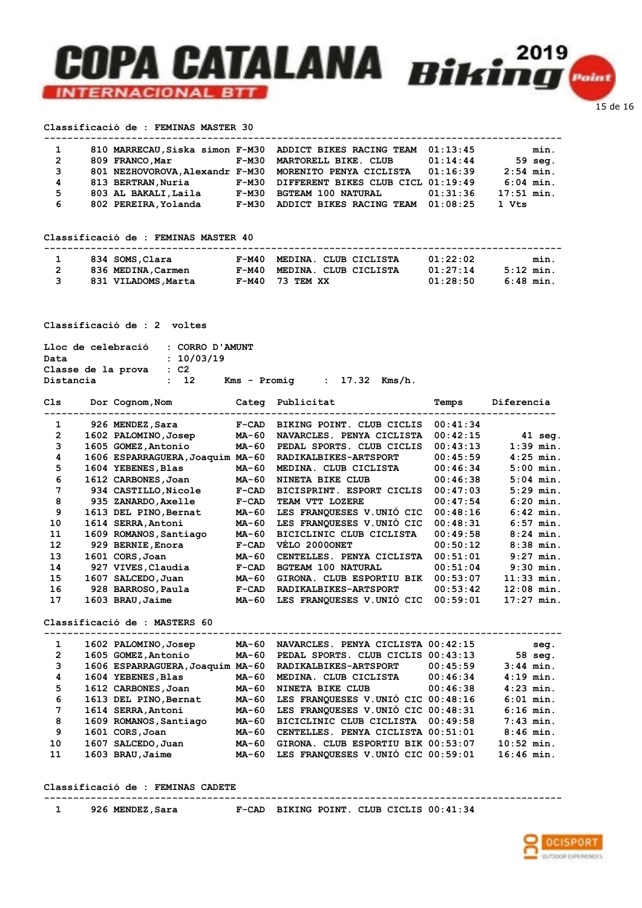Classificació de : FEMINAS MASTER 30

| Cls | Dor | Cognom,Nom | Categ | Publicitat | Temps | Diferencia |
|---|---|---|---|---|---|---|
| 1 | 810 | MARRECAU,Siska simon | F-M30 | ADDICT BIKES RACING TEAM | 01:13:45 | min. |
| 2 | 809 | FRANCO,Mar | F-M30 | MARTORELL BIKE. CLUB | 01:14:44 | 59 seg. |
| 3 | 801 | NEZHOVOROVA,Alexandr | F-M30 | MORENITO PENYA CICLISTA | 01:16:39 | 2:54 min. |
| 4 | 813 | BERTRAN,Nuria | F-M30 | DIFFERENT BIKES CLUB CICL | 01:19:49 | 6:04 min. |
| 5 | 803 | AL BAKALI,Laila | F-M30 | BGTEAM 100 NATURAL | 01:31:36 | 17:51 min. |
| 6 | 802 | PEREIRA,Yolanda | F-M30 | ADDICT BIKES RACING TEAM | 01:08:25 | 1 Vts |

Classificació de : FEMINAS MASTER 40

| Cls | Dor | Cognom,Nom | Categ | Publicitat | Temps | Diferencia |
|---|---|---|---|---|---|---|
| 1 | 834 | SOMS,Clara | F-M40 | MEDINA. CLUB CICLISTA | 01:22:02 | min. |
| 2 | 836 | MEDINA,Carmen | F-M40 | MEDINA. CLUB CICLISTA | 01:27:14 | 5:12 min. |
| 3 | 831 | VILADOMS,Marta | F-M40 | 73 TEM XX | 01:28:50 | 6:48 min. |

Classificació de : 2 voltes

Lloc de celebració : CORRO D'AMUNT
Data : 10/03/19
Classe de la prova : C2
Distancia : 12 Kms - Promig : 17.32 Kms/h.

| Cls | Dor | Cognom,Nom | Categ | Publicitat | Temps | Diferencia |
|---|---|---|---|---|---|---|
| 1 | 926 | MENDEZ,Sara | F-CAD | BIKING POINT. CLUB CICLIS | 00:41:34 | |
| 2 | 1602 | PALOMINO,Josep | MA-60 | NAVARCLES. PENYA CICLISTA | 00:42:15 | 41 seg. |
| 3 | 1605 | GOMEZ,Antonio | MA-60 | PEDAL SPORTS. CLUB CICLIS | 00:43:13 | 1:39 min. |
| 4 | 1606 | ESPARRAGUERA,Joaquim | MA-60 | RADIKALBIKES-ARTSPORT | 00:45:59 | 4:25 min. |
| 5 | 1604 | YEBENES,Blas | MA-60 | MEDINA. CLUB CICLISTA | 00:46:34 | 5:00 min. |
| 6 | 1612 | CARBONES,Joan | MA-60 | NINETA BIKE CLUB | 00:46:38 | 5:04 min. |
| 7 | 934 | CASTILLO,Nicole | F-CAD | BICISPRINT. ESPORT CICLIS | 00:47:03 | 5:29 min. |
| 8 | 935 | ZANARDO,Axelle | F-CAD | TEAM VTT LOZERE | 00:47:54 | 6:20 min. |
| 9 | 1613 | DEL PINO,Bernat | MA-60 | LES FRANQUESES V.UNIÓ CIC | 00:48:16 | 6:42 min. |
| 10 | 1614 | SERRA,Antoni | MA-60 | LES FRANQUESES V.UNIÓ CIC | 00:48:31 | 6:57 min. |
| 11 | 1609 | ROMANOS,Santiago | MA-60 | BICICLINIC CLUB CICLISTA | 00:49:58 | 8:24 min. |
| 12 | 929 | BERNIE,Enora | F-CAD | VÉLO 2000NET | 00:50:12 | 8:38 min. |
| 13 | 1601 | CORS,Joan | MA-60 | CENTELLES. PENYA CICLISTA | 00:51:01 | 9:27 min. |
| 14 | 927 | VIVES,Claudia | F-CAD | BGTEAM 100 NATURAL | 00:51:04 | 9:30 min. |
| 15 | 1607 | SALCEDO,Juan | MA-60 | GIRONA. CLUB ESPORTIU BIK | 00:53:07 | 11:33 min. |
| 16 | 928 | BARROSO,Paula | F-CAD | RADIKALBIKES-ARTSPORT | 00:53:42 | 12:08 min. |
| 17 | 1603 | BRAU,Jaime | MA-60 | LES FRANQUESES V.UNIÓ CIC | 00:59:01 | 17:27 min. |

Classificació de : MASTERS 60

| Cls | Dor | Cognom,Nom | Categ | Publicitat | Temps | Diferencia |
|---|---|---|---|---|---|---|
| 1 | 1602 | PALOMINO,Josep | MA-60 | NAVARCLES. PENYA CICLISTA | 00:42:15 | seg. |
| 2 | 1605 | GOMEZ,Antonio | MA-60 | PEDAL SPORTS. CLUB CICLIS | 00:43:13 | 58 seg. |
| 3 | 1606 | ESPARRAGUERA,Joaquim | MA-60 | RADIKALBIKES-ARTSPORT | 00:45:59 | 3:44 min. |
| 4 | 1604 | YEBENES,Blas | MA-60 | MEDINA. CLUB CICLISTA | 00:46:34 | 4:19 min. |
| 5 | 1612 | CARBONES,Joan | MA-60 | NINETA BIKE CLUB | 00:46:38 | 4:23 min. |
| 6 | 1613 | DEL PINO,Bernat | MA-60 | LES FRANQUESES V.UNIÓ CIC | 00:48:16 | 6:01 min. |
| 7 | 1614 | SERRA,Antoni | MA-60 | LES FRANQUESES V.UNIÓ CIC | 00:48:31 | 6:16 min. |
| 8 | 1609 | ROMANOS,Santiago | MA-60 | BICICLINIC CLUB CICLISTA | 00:49:58 | 7:43 min. |
| 9 | 1601 | CORS,Joan | MA-60 | CENTELLES. PENYA CICLISTA | 00:51:01 | 8:46 min. |
| 10 | 1607 | SALCEDO,Juan | MA-60 | GIRONA. CLUB ESPORTIU BIK | 00:53:07 | 10:52 min. |
| 11 | 1603 | BRAU,Jaime | MA-60 | LES FRANQUESES V.UNIÓ CIC | 00:59:01 | 16:46 min. |

Classificació de : FEMINAS CADETE

| Cls | Dor | Cognom,Nom | Categ | Publicitat | Temps | Diferencia |
|---|---|---|---|---|---|---|
| 1 | 926 | MENDEZ,Sara | F-CAD | BIKING POINT. CLUB CICLIS | 00:41:34 | |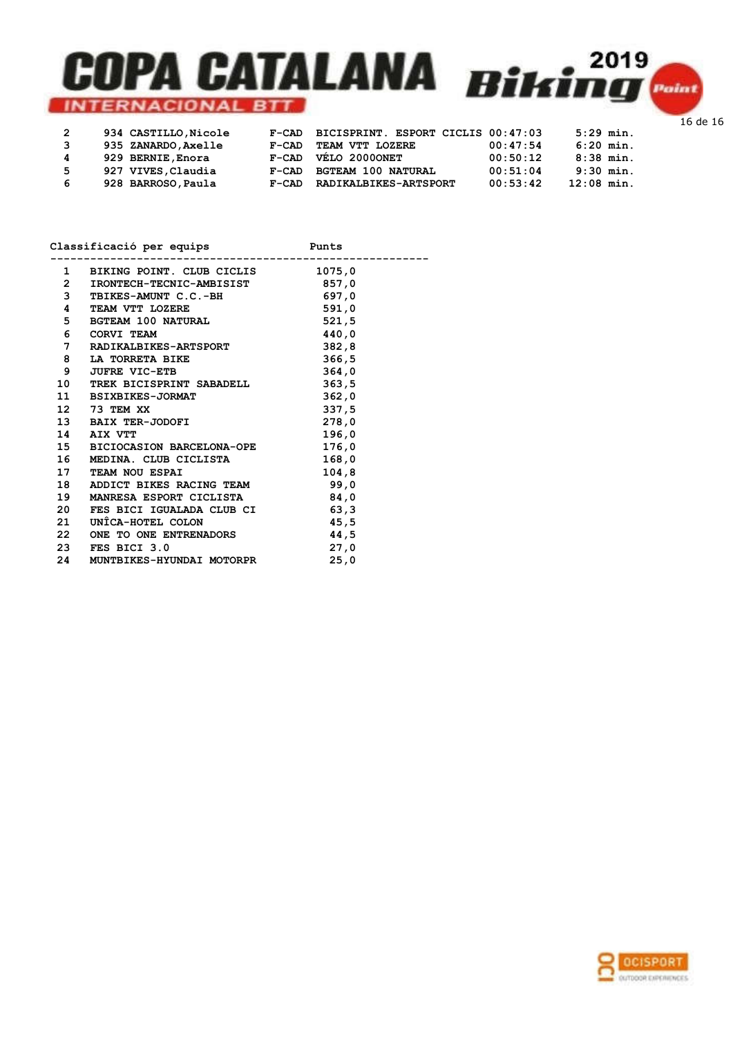| | | | | | | |
|---|---|---|---|---|---|---|
| 2 | 934 | CASTILLO,Nicole | F-CAD | BICISPRINT. ESPORT CICLIS | 00:47:03 | 5:29 min. |
| 3 | 935 | ZANARDO,Axelle | F-CAD | TEAM VTT LOZERE | 00:47:54 | 6:20 min. |
| 4 | 929 | BERNIE,Enora | F-CAD | VÉLO 2000ONET | 00:50:12 | 8:38 min. |
| 5 | 927 | VIVES,Claudia | F-CAD | BGTEAM 100 NATURAL | 00:51:04 | 9:30 min. |
| 6 | 928 | BARROSO,Paula | F-CAD | RADIKALBIKES-ARTSPORT | 00:53:42 | 12:08 min. |

| | Classificació per equips | Punts |
|---|---|---|
| 1 | BIKING POINT. CLUB CICLIS | 1075,0 |
| 2 | IRONTECH-TECNIC-AMBISIST | 857,0 |
| 3 | TBIKES-AMUNT C.C.-BH | 697,0 |
| 4 | TEAM VTT LOZERE | 591,0 |
| 5 | BGTEAM 100 NATURAL | 521,5 |
| 6 | CORVI TEAM | 440,0 |
| 7 | RADIKALBIKES-ARTSPORT | 382,8 |
| 8 | LA TORRETA BIKE | 366,5 |
| 9 | JUFRE VIC-ETB | 364,0 |
| 10 | TREK BICISPRINT SABADELL | 363,5 |
| 11 | BSIXBIKES-JORMAT | 362,0 |
| 12 | 73 TEM XX | 337,5 |
| 13 | BAIX TER-JODOFI | 278,0 |
| 14 | AIX VTT | 196,0 |
| 15 | BICIOCASION BARCELONA-OPE | 176,0 |
| 16 | MEDINA. CLUB CICLISTA | 168,0 |
| 17 | TEAM NOU ESPAI | 104,8 |
| 18 | ADDICT BIKES RACING TEAM | 99,0 |
| 19 | MANRESA ESPORT CICLISTA | 84,0 |
| 20 | FES BICI IGUALADA CLUB CI | 63,3 |
| 21 | UNÎCA-HOTEL COLON | 45,5 |
| 22 | ONE TO ONE ENTRENADORS | 44,5 |
| 23 | FES BICI 3.0 | 27,0 |
| 24 | MUNTBIKES-HYUNDAI MOTORPR | 25,0 |